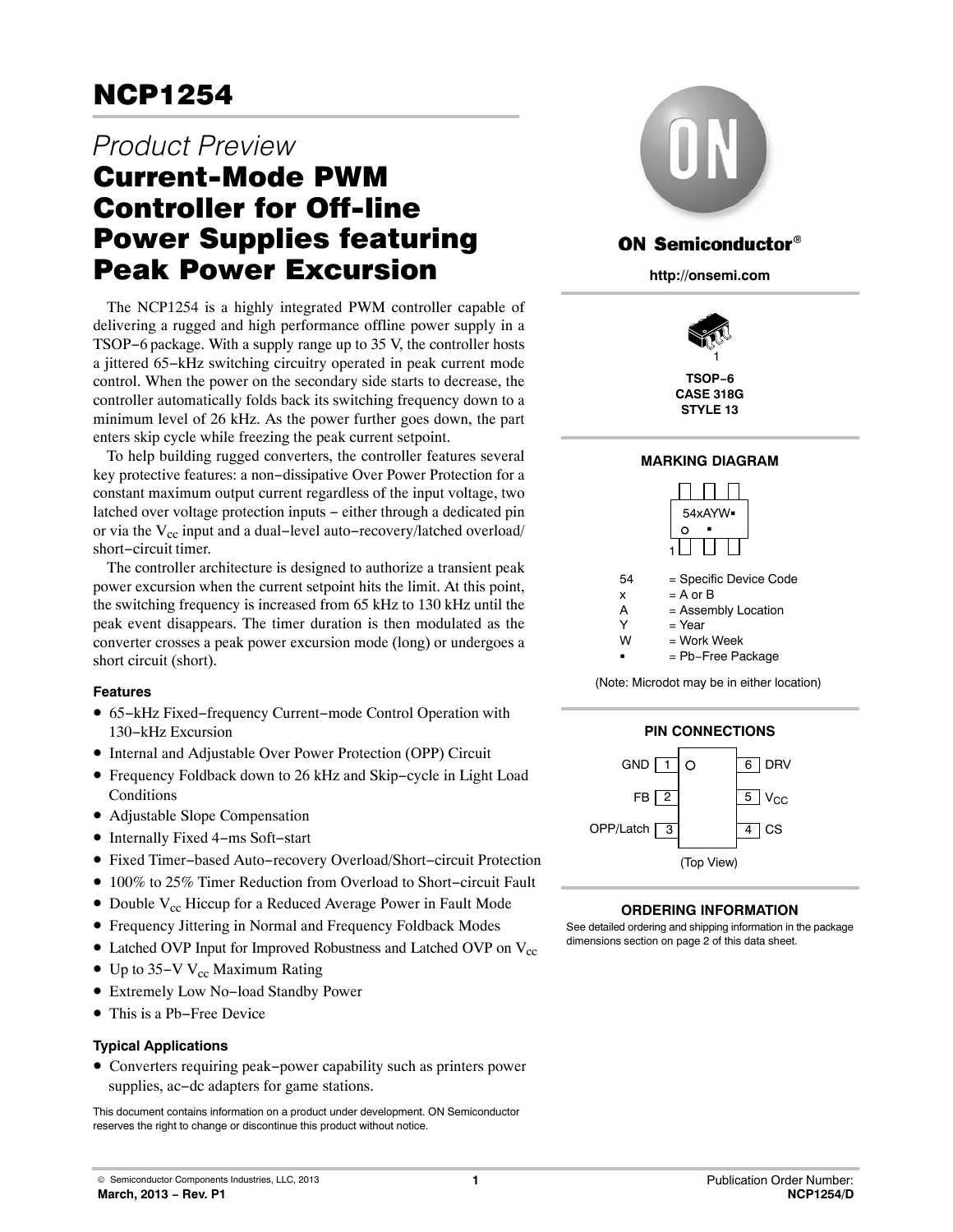# NCP1254

*Product Preview*

## Current-Mode PWM Controller for Off-line Power Supplies featuring Peak Power Excursion

The NCP1254 is a highly integrated PWM controller capable of delivering a rugged and high performance offline power supply in a TSOP−6 package. With a supply range up to 35 V, the controller hosts a jittered 65−kHz switching circuitry operated in peak current mode control. When the power on the secondary side starts to decrease, the controller automatically folds back its switching frequency down to a minimum level of 26 kHz. As the power further goes down, the part enters skip cycle while freezing the peak current setpoint.

To help building rugged converters, the controller features several key protective features: a non−dissipative Over Power Protection for a constant maximum output current regardless of the input voltage, two latched over voltage protection inputs − either through a dedicated pin or via the $V_{cc}$ input and a dual−level auto−recovery/latched overload/short−circuit timer.

The controller architecture is designed to authorize a transient peak power excursion when the current setpoint hits the limit. At this point, the switching frequency is increased from 65 kHz to 130 kHz until the peak event disappears. The timer duration is then modulated as the converter crosses a peak power excursion mode (long) or undergoes a short circuit (short).

### Features

- 65−kHz Fixed−frequency Current−mode Control Operation with 130−kHz Excursion
- Internal and Adjustable Over Power Protection (OPP) Circuit
- Frequency Foldback down to 26 kHz and Skip−cycle in Light Load Conditions
- Adjustable Slope Compensation
- Internally Fixed 4−ms Soft−start
- Fixed Timer−based Auto−recovery Overload/Short−circuit Protection
- 100% to 25% Timer Reduction from Overload to Short−circuit Fault
- Double $V_{cc}$ Hiccup for a Reduced Average Power in Fault Mode
- Frequency Jittering in Normal and Frequency Foldback Modes
- Latched OVP Input for Improved Robustness and Latched OVP on $V_{cc}$
- Up to 35−V $V_{cc}$ Maximum Rating
- Extremely Low No−load Standby Power
- This is a Pb−Free Device

### Typical Applications

- Converters requiring peak−power capability such as printers power supplies, ac−dc adapters for game stations.

This document contains information on a product under development. ON Semiconductor reserves the right to change or discontinue this product without notice.

**ON Semiconductor®**

**http://onsemi.com**

**TSOP−6**
**CASE 318G**
**STYLE 13**

### MARKING DIAGRAM

54xAYW▪

| | |
|---|---|
| 54 | = Specific Device Code |
| x | = A or B |
| A | = Assembly Location |
| Y | = Year |
| W | = Work Week |
| ▪ | = Pb−Free Package |

(Note: Microdot may be in either location)

### PIN CONNECTIONS

| Pin | Name | Pin | Name |
|---|---|---|---|
| 1 | GND | 6 | DRV |
| 2 | FB | 5 | $V_{CC}$ |
| 3 | OPP/Latch | 4 | CS |

(Top View)

### ORDERING INFORMATION

See detailed ordering and shipping information in the package dimensions section on page 2 of this data sheet.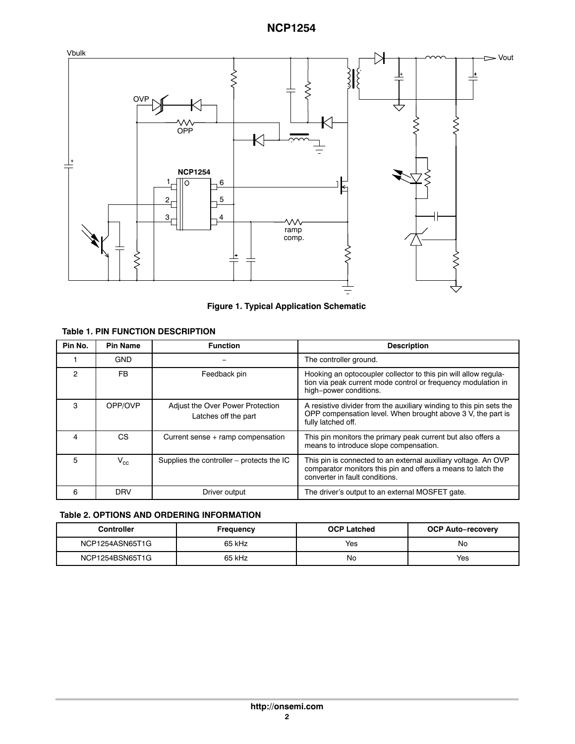Figure 1. Typical Application Schematic

**Table 1. PIN FUNCTION DESCRIPTION**

| Pin No. | Pin Name | Function | Description |
| --- | --- | --- | --- |
| 1 | GND | − | The controller ground. |
| 2 | FB | Feedback pin | Hooking an optocoupler collector to this pin will allow regulation via peak current mode control or frequency modulation in high−power conditions. |
| 3 | OPP/OVP | Adjust the Over Power Protection Latches off the part | A resistive divider from the auxiliary winding to this pin sets the OPP compensation level. When brought above 3 V, the part is fully latched off. |
| 4 | CS | Current sense + ramp compensation | This pin monitors the primary peak current but also offers a means to introduce slope compensation. |
| 5 | $V_{cc}$ | Supplies the controller – protects the IC | This pin is connected to an external auxiliary voltage. An OVP comparator monitors this pin and offers a means to latch the converter in fault conditions. |
| 6 | DRV | Driver output | The driver's output to an external MOSFET gate. |

**Table 2. OPTIONS AND ORDERING INFORMATION**

| Controller | Frequency | OCP Latched | OCP Auto−recovery |
| --- | --- | --- | --- |
| NCP1254ASN65T1G | 65 kHz | Yes | No |
| NCP1254BSN65T1G | 65 kHz | No | Yes |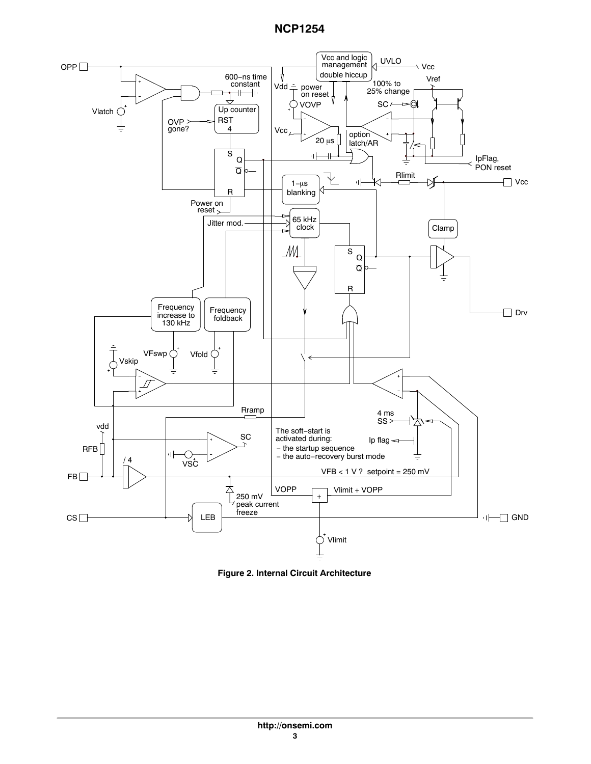**Figure 2. Internal Circuit Architecture**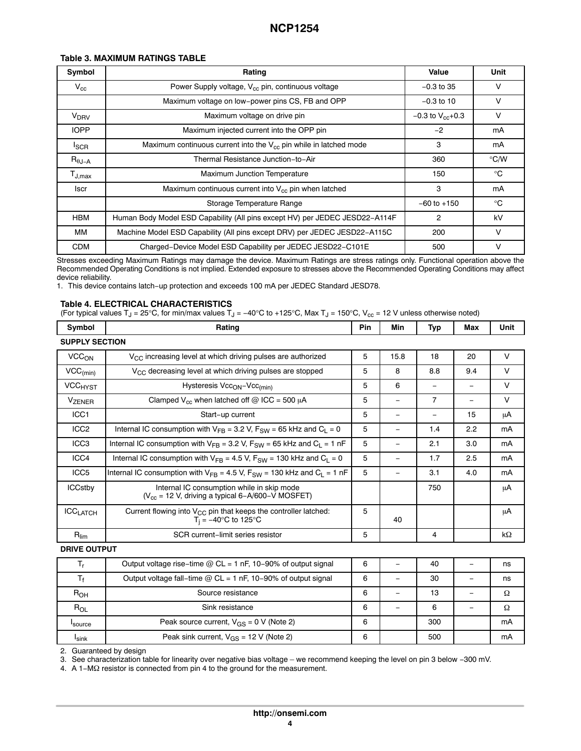**Table 3. MAXIMUM RATINGS TABLE**

| Symbol | Rating | Value | Unit |
|---|---|---|---|
| $V_{cc}$ | Power Supply voltage, $V_{cc}$ pin, continuous voltage | −0.3 to 35 | V |
| | Maximum voltage on low−power pins CS, FB and OPP | −0.3 to 10 | V |
| $V_{DRV}$ | Maximum voltage on drive pin | −0.3 to $V_{cc}$+0.3 | V |
| IOPP | Maximum injected current into the OPP pin | −2 | mA |
| $I_{SCR}$ | Maximum continuous current into the $V_{cc}$ pin while in latched mode | 3 | mA |
| $R_{\theta J-A}$ | Thermal Resistance Junction−to−Air | 360 | °C/W |
| $T_{J,max}$ | Maximum Junction Temperature | 150 | °C |
| Iscr | Maximum continuous current into $V_{cc}$ pin when latched | 3 | mA |
| | Storage Temperature Range | −60 to +150 | °C |
| HBM | Human Body Model ESD Capability (All pins except HV) per JEDEC JESD22−A114F | 2 | kV |
| MM | Machine Model ESD Capability (All pins except DRV) per JEDEC JESD22−A115C | 200 | V |
| CDM | Charged−Device Model ESD Capability per JEDEC JESD22−C101E | 500 | V |

Stresses exceeding Maximum Ratings may damage the device. Maximum Ratings are stress ratings only. Functional operation above the Recommended Operating Conditions is not implied. Extended exposure to stresses above the Recommended Operating Conditions may affect device reliability.

1. This device contains latch−up protection and exceeds 100 mA per JEDEC Standard JESD78.

**Table 4. ELECTRICAL CHARACTERISTICS**
(For typical values $T_J$ = 25°C, for min/max values $T_J$ = −40°C to +125°C, Max $T_J$ = 150°C, $V_{cc}$ = 12 V unless otherwise noted)

| Symbol | Rating | Pin | Min | Typ | Max | Unit |
|---|---|---|---|---|---|---|
| **SUPPLY SECTION** | | | | | | |
| $VCC_{ON}$ | $V_{CC}$ increasing level at which driving pulses are authorized | 5 | 15.8 | 18 | 20 | V |
| $VCC_{(min)}$ | $V_{CC}$ decreasing level at which driving pulses are stopped | 5 | 8 | 8.8 | 9.4 | V |
| $VCC_{HYST}$ | Hysteresis $Vcc_{ON}$−$Vcc_{(min)}$ | 5 | 6 | – | – | V |
| $V_{ZENER}$ | Clamped $V_{cc}$ when latched off @ ICC = 500 μA | 5 | – | 7 | – | V |
| ICC1 | Start−up current | 5 | – | – | 15 | μA |
| ICC2 | Internal IC consumption with $V_{FB}$ = 3.2 V, $F_{SW}$ = 65 kHz and $C_L$ = 0 | 5 | – | 1.4 | 2.2 | mA |
| ICC3 | Internal IC consumption with $V_{FB}$ = 3.2 V, $F_{SW}$ = 65 kHz and $C_L$ = 1 nF | 5 | – | 2.1 | 3.0 | mA |
| ICC4 | Internal IC consumption with $V_{FB}$ = 4.5 V, $F_{SW}$ = 130 kHz and $C_L$ = 0 | 5 | – | 1.7 | 2.5 | mA |
| ICC5 | Internal IC consumption with $V_{FB}$ = 4.5 V, $F_{SW}$ = 130 kHz and $C_L$ = 1 nF | 5 | – | 3.1 | 4.0 | mA |
| ICCstby | Internal IC consumption while in skip mode ($V_{cc}$ = 12 V, driving a typical 6−A/600−V MOSFET) | | | 750 | | μA |
| $ICC_{LATCH}$ | Current flowing into $V_{CC}$ pin that keeps the controller latched: $T_j$ = −40°C to 125°C | 5 | 40 | | | μA |
| $R_{lim}$ | SCR current−limit series resistor | 5 | | 4 | | kΩ |
| **DRIVE OUTPUT** | | | | | | |
| $T_r$ | Output voltage rise−time @ CL = 1 nF, 10−90% of output signal | 6 | – | 40 | – | ns |
| $T_f$ | Output voltage fall−time @ CL = 1 nF, 10−90% of output signal | 6 | – | 30 | – | ns |
| $R_{OH}$ | Source resistance | 6 | – | 13 | – | Ω |
| $R_{OL}$ | Sink resistance | 6 | – | 6 | – | Ω |
| $I_{source}$ | Peak source current, $V_{GS}$ = 0 V (Note 2) | 6 | | 300 | | mA |
| $I_{sink}$ | Peak sink current, $V_{GS}$ = 12 V (Note 2) | 6 | | 500 | | mA |

2. Guaranteed by design
3. See characterization table for linearity over negative bias voltage – we recommend keeping the level on pin 3 below −300 mV.
4. A 1−MΩ resistor is connected from pin 4 to the ground for the measurement.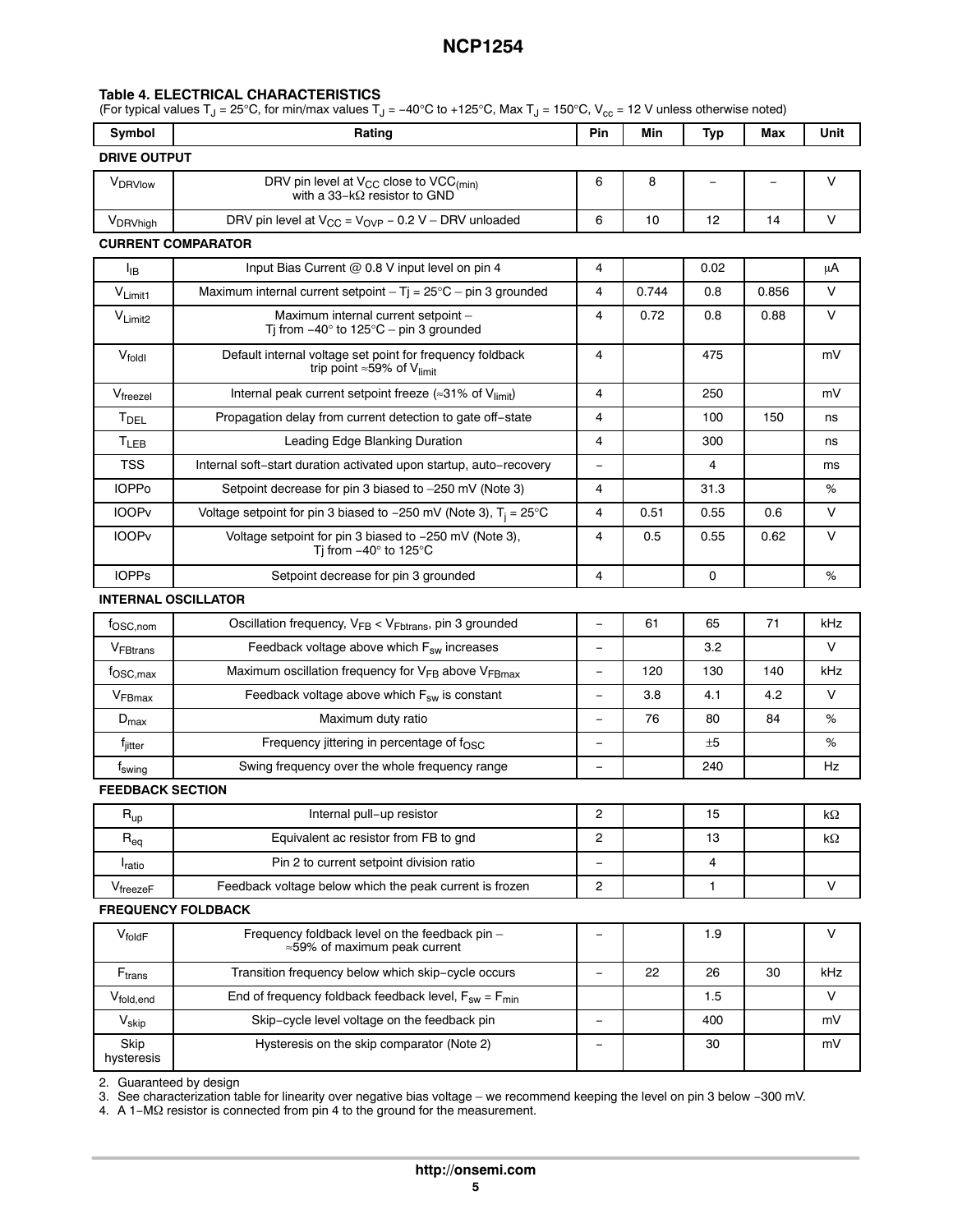**Table 4. ELECTRICAL CHARACTERISTICS**
(For typical values $T_J$ = 25°C, for min/max values $T_J$ = −40°C to +125°C, Max $T_J$ = 150°C, $V_{cc}$ = 12 V unless otherwise noted)

| Symbol | Rating | Pin | Min | Typ | Max | Unit |
|---|---|---|---|---|---|---|
| **DRIVE OUTPUT** | | | | | | |
| $V_{DRVlow}$ | DRV pin level at $V_{CC}$ close to $VCC_{(min)}$ with a 33−kΩ resistor to GND | 6 | 8 | − | − | V |
| $V_{DRVhigh}$ | DRV pin level at $V_{CC}$ = $V_{OVP}$ − 0.2 V − DRV unloaded | 6 | 10 | 12 | 14 | V |
| **CURRENT COMPARATOR** | | | | | | |
| $I_{IB}$ | Input Bias Current @ 0.8 V input level on pin 4 | 4 | | 0.02 | | μA |
| $V_{Limit1}$ | Maximum internal current setpoint − Tj = 25°C − pin 3 grounded | 4 | 0.744 | 0.8 | 0.856 | V |
| $V_{Limit2}$ | Maximum internal current setpoint − Tj from −40° to 125°C − pin 3 grounded | 4 | 0.72 | 0.8 | 0.88 | V |
| $V_{foldI}$ | Default internal voltage set point for frequency foldback trip point ≈59% of $V_{limit}$ | 4 | | 475 | | mV |
| $V_{freezeI}$ | Internal peak current setpoint freeze (≈31% of $V_{limit}$) | 4 | | 250 | | mV |
| $T_{DEL}$ | Propagation delay from current detection to gate off−state | 4 | | 100 | 150 | ns |
| $T_{LEB}$ | Leading Edge Blanking Duration | 4 | | 300 | | ns |
| TSS | Internal soft−start duration activated upon startup, auto−recovery | − | | 4 | | ms |
| IOPPo | Setpoint decrease for pin 3 biased to −250 mV (Note 3) | 4 | | 31.3 | | % |
| IOOPv | Voltage setpoint for pin 3 biased to −250 mV (Note 3), $T_j$ = 25°C | 4 | 0.51 | 0.55 | 0.6 | V |
| IOOPv | Voltage setpoint for pin 3 biased to −250 mV (Note 3), Tj from −40° to 125°C | 4 | 0.5 | 0.55 | 0.62 | V |
| IOPPs | Setpoint decrease for pin 3 grounded | 4 | | 0 | | % |
| **INTERNAL OSCILLATOR** | | | | | | |
| $f_{OSC,nom}$ | Oscillation frequency, $V_{FB}$ < $V_{Fbtrans}$, pin 3 grounded | − | 61 | 65 | 71 | kHz |
| $V_{FBtrans}$ | Feedback voltage above which $F_{sw}$ increases | − | | 3.2 | | V |
| $f_{OSC,max}$ | Maximum oscillation frequency for $V_{FB}$ above $V_{FBmax}$ | − | 120 | 130 | 140 | kHz |
| $V_{FBmax}$ | Feedback voltage above which $F_{sw}$ is constant | − | 3.8 | 4.1 | 4.2 | V |
| $D_{max}$ | Maximum duty ratio | − | 76 | 80 | 84 | % |
| $f_{jitter}$ | Frequency jittering in percentage of $f_{OSC}$ | − | | ±5 | | % |
| $f_{swing}$ | Swing frequency over the whole frequency range | − | | 240 | | Hz |
| **FEEDBACK SECTION** | | | | | | |
| $R_{up}$ | Internal pull−up resistor | 2 | | 15 | | kΩ |
| $R_{eq}$ | Equivalent ac resistor from FB to gnd | 2 | | 13 | | kΩ |
| $I_{ratio}$ | Pin 2 to current setpoint division ratio | − | | 4 | | |
| $V_{freezeF}$ | Feedback voltage below which the peak current is frozen | 2 | | 1 | | V |
| **FREQUENCY FOLDBACK** | | | | | | |
| $V_{foldF}$ | Frequency foldback level on the feedback pin − ≈59% of maximum peak current | − | | 1.9 | | V |
| $F_{trans}$ | Transition frequency below which skip−cycle occurs | − | 22 | 26 | 30 | kHz |
| $V_{fold,end}$ | End of frequency foldback feedback level, $F_{sw}$ = $F_{min}$ | | | 1.5 | | V |
| $V_{skip}$ | Skip−cycle level voltage on the feedback pin | − | | 400 | | mV |
| Skip hysteresis | Hysteresis on the skip comparator (Note 2) | − | | 30 | | mV |

2. Guaranteed by design
3. See characterization table for linearity over negative bias voltage − we recommend keeping the level on pin 3 below −300 mV.
4. A 1−MΩ resistor is connected from pin 4 to the ground for the measurement.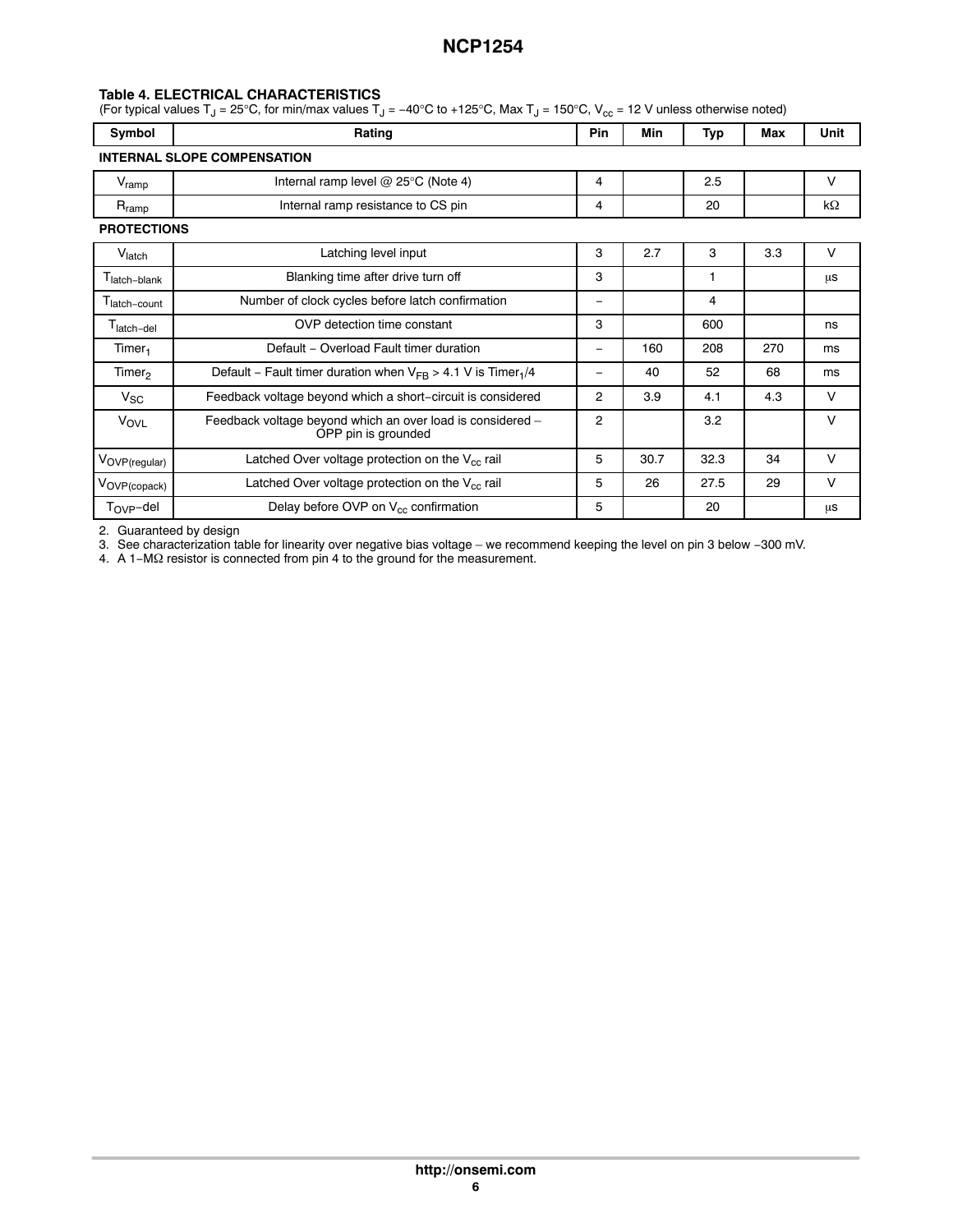### Table 4. ELECTRICAL CHARACTERISTICS

(For typical values $T_J$ = 25°C, for min/max values $T_J$ = −40°C to +125°C, Max $T_J$ = 150°C, $V_{cc}$ = 12 V unless otherwise noted)

| Symbol | Rating | Pin | Min | Typ | Max | Unit |
|---|---|---|---|---|---|---|
| **INTERNAL SLOPE COMPENSATION** | | | | | | |
| $V_{ramp}$ | Internal ramp level @ 25°C (Note 4) | 4 | | 2.5 | | V |
| $R_{ramp}$ | Internal ramp resistance to CS pin | 4 | | 20 | | kΩ |
| **PROTECTIONS** | | | | | | |
| $V_{latch}$ | Latching level input | 3 | 2.7 | 3 | 3.3 | V |
| $T_{latch-blank}$ | Blanking time after drive turn off | 3 | | 1 | | μs |
| $T_{latch-count}$ | Number of clock cycles before latch confirmation | – | | 4 | | |
| $T_{latch-del}$ | OVP detection time constant | 3 | | 600 | | ns |
| $Timer_1$ | Default − Overload Fault timer duration | – | 160 | 208 | 270 | ms |
| $Timer_2$ | Default − Fault timer duration when $V_{FB}$ > 4.1 V is $Timer_1$/4 | – | 40 | 52 | 68 | ms |
| $V_{SC}$ | Feedback voltage beyond which a short−circuit is considered | 2 | 3.9 | 4.1 | 4.3 | V |
| $V_{OVL}$ | Feedback voltage beyond which an over load is considered – OPP pin is grounded | 2 | | 3.2 | | V |
| $V_{OVP(regular)}$ | Latched Over voltage protection on the $V_{cc}$ rail | 5 | 30.7 | 32.3 | 34 | V |
| $V_{OVP(copack)}$ | Latched Over voltage protection on the $V_{cc}$ rail | 5 | 26 | 27.5 | 29 | V |
| $T_{OVP-del}$ | Delay before OVP on $V_{cc}$ confirmation | 5 | | 20 | | μs |

2. Guaranteed by design
3. See characterization table for linearity over negative bias voltage – we recommend keeping the level on pin 3 below −300 mV.
4. A 1−MΩ resistor is connected from pin 4 to the ground for the measurement.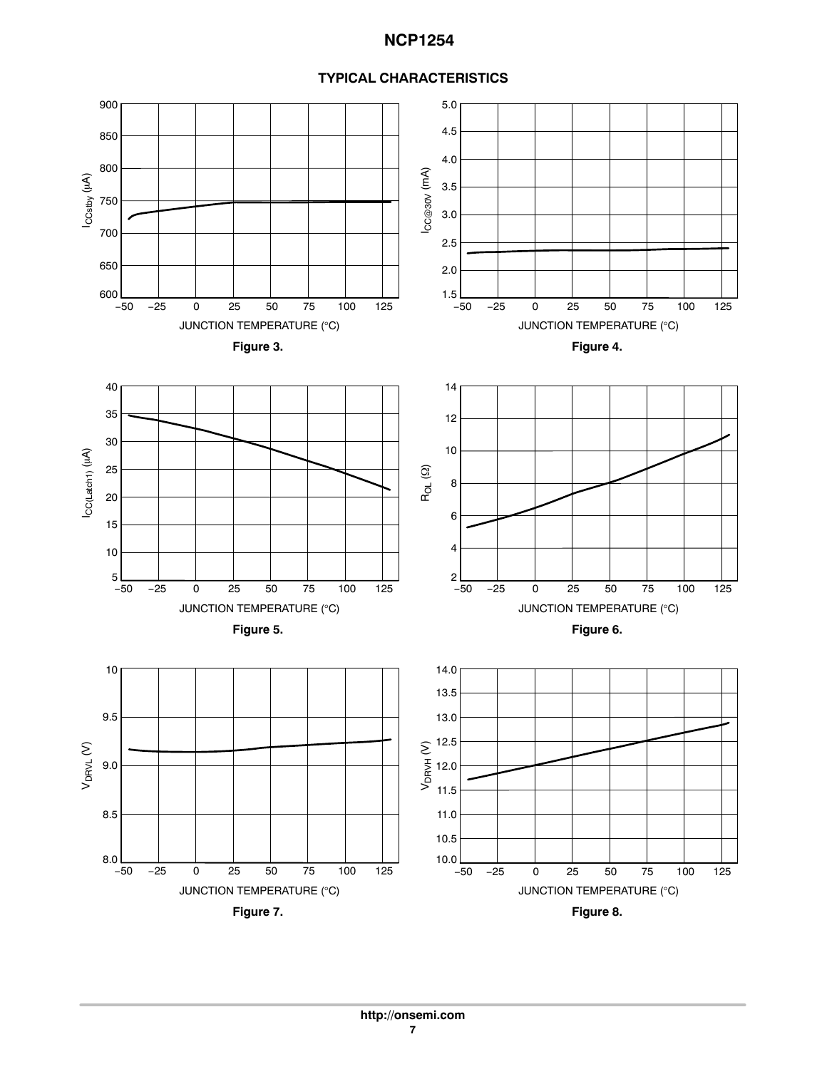## TYPICAL CHARACTERISTICS

Figure 3.

Figure 4.

Figure 5.

Figure 6.

Figure 7.

Figure 8.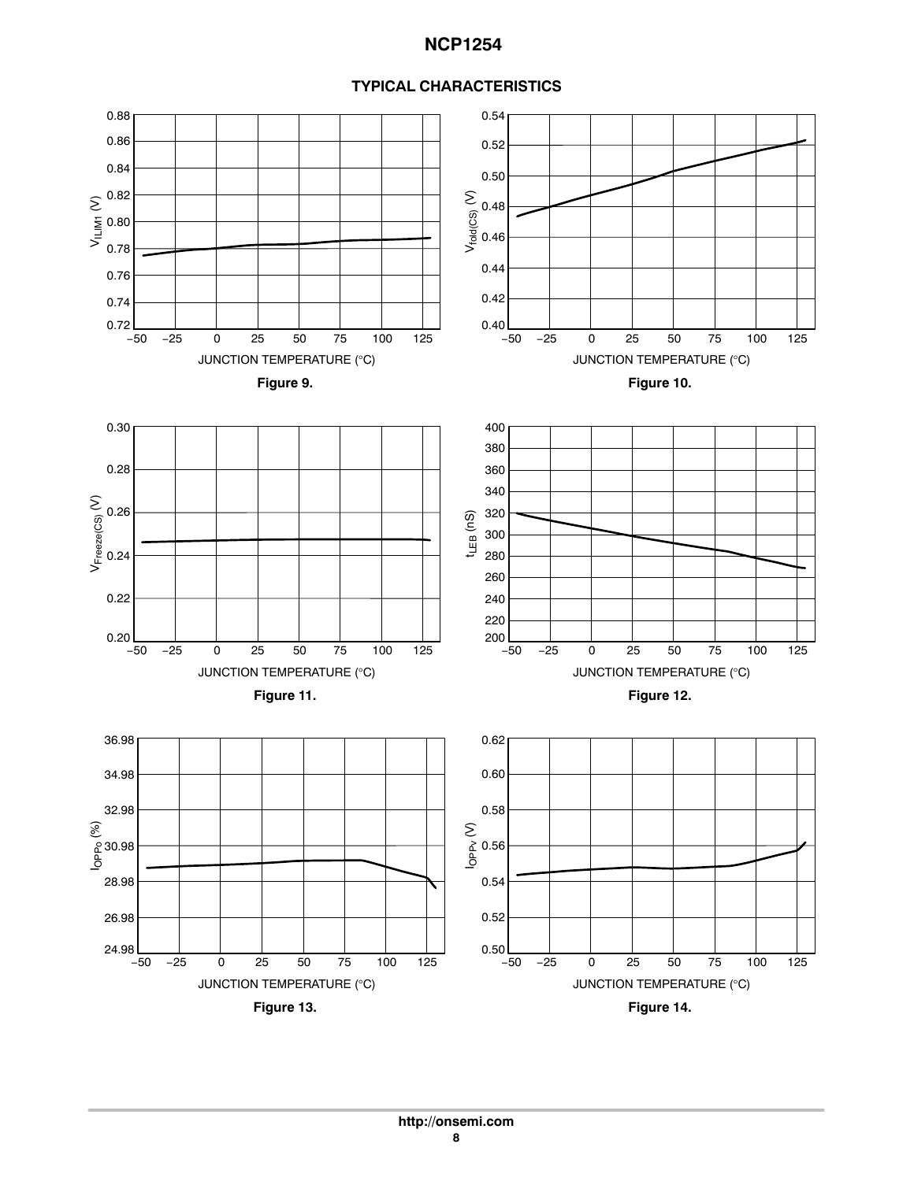## TYPICAL CHARACTERISTICS

Figure 9.

Figure 10.

Figure 11.

Figure 12.

Figure 13.

Figure 14.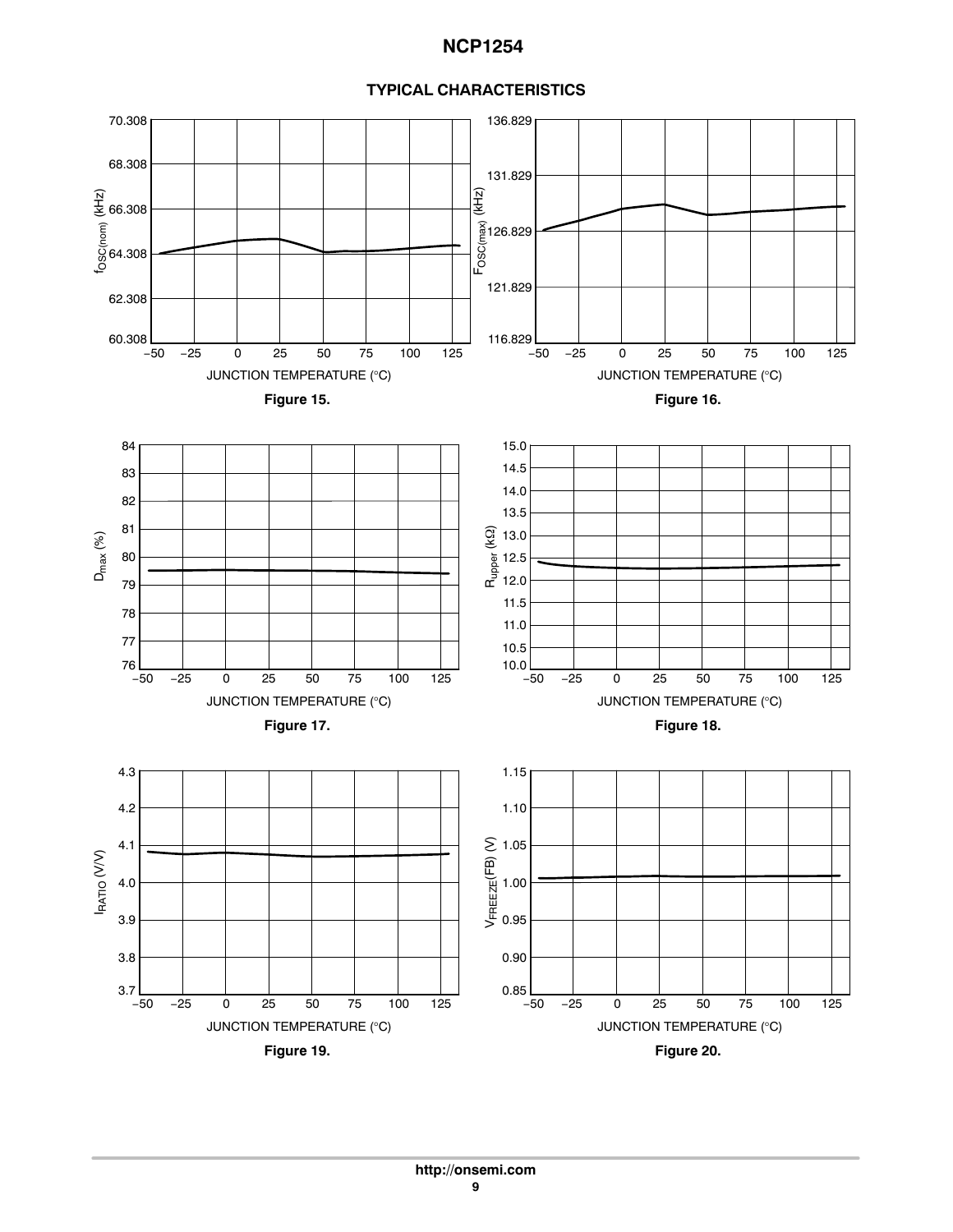## TYPICAL CHARACTERISTICS

**Figure 15.**

**Figure 16.**

**Figure 17.**

**Figure 18.**

**Figure 19.**

**Figure 20.**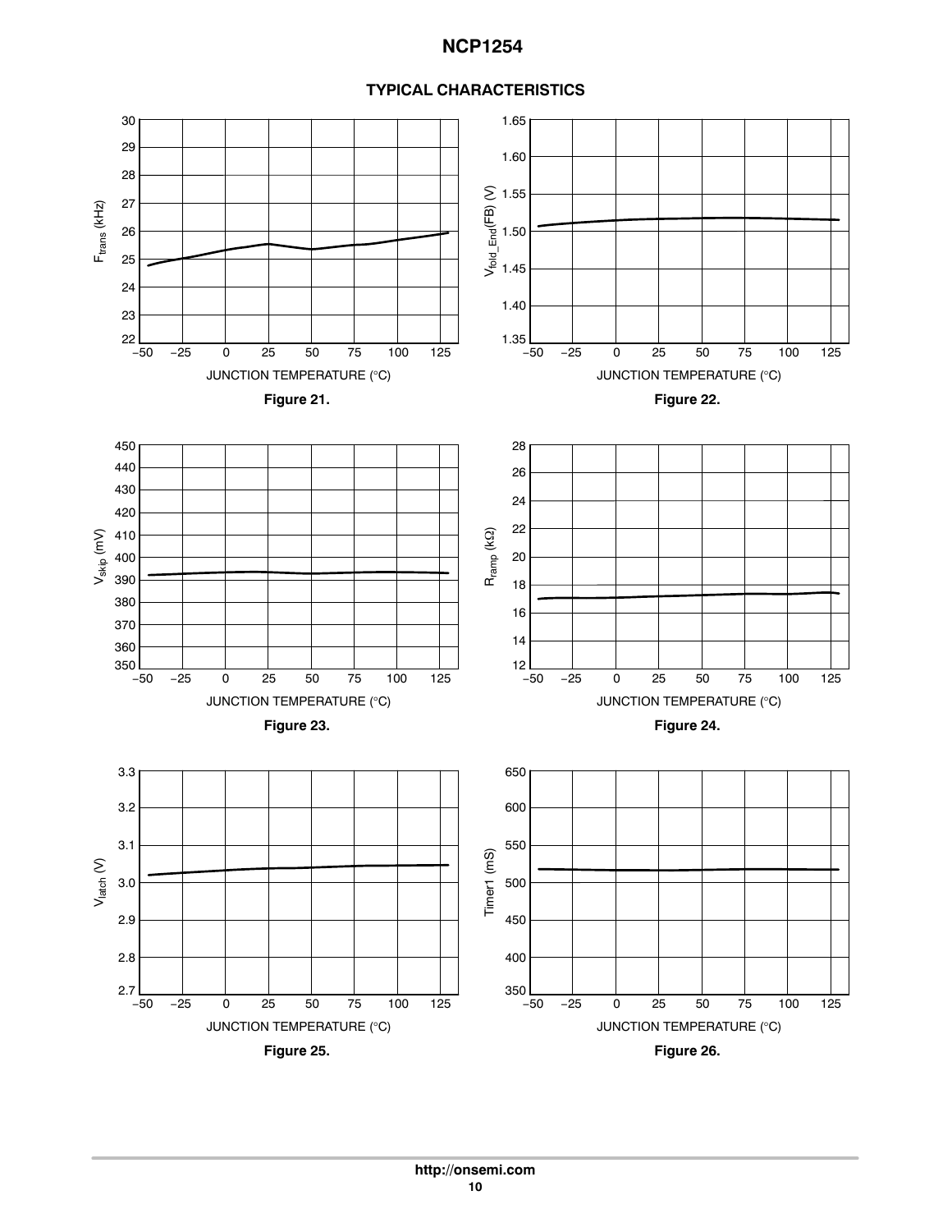## TYPICAL CHARACTERISTICS

Figure 21.

Figure 22.

Figure 23.

Figure 24.

Figure 25.

Figure 26.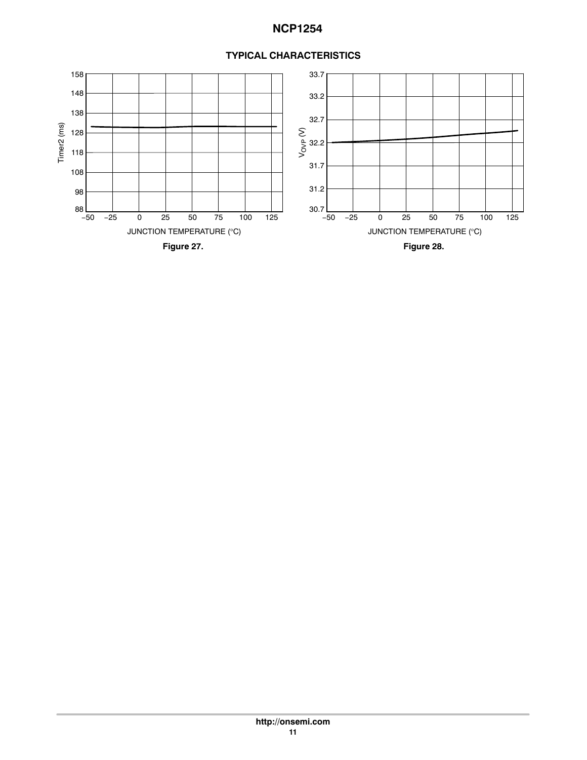## TYPICAL CHARACTERISTICS

Figure 27.

Figure 28.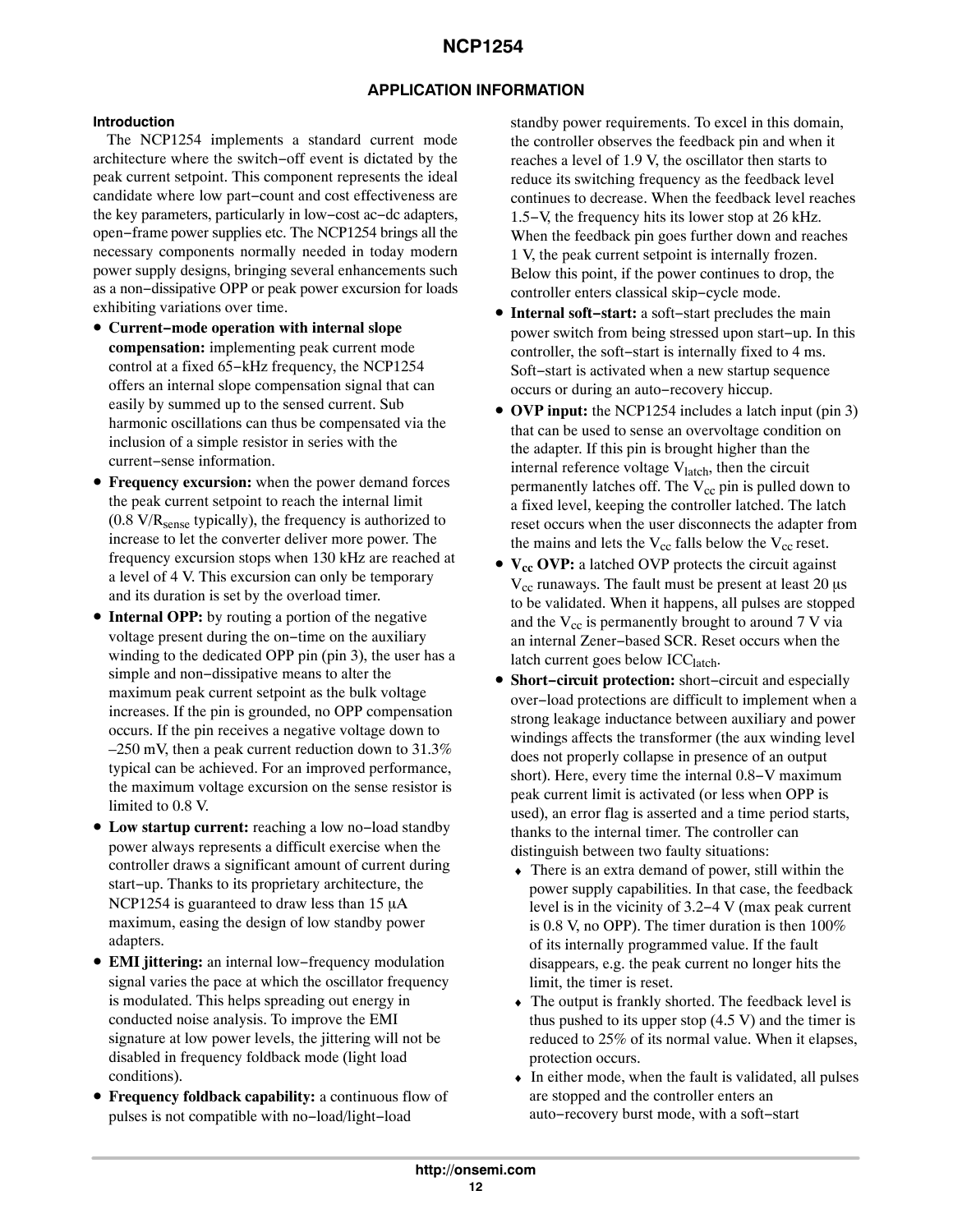## APPLICATION INFORMATION

### Introduction

The NCP1254 implements a standard current mode architecture where the switch−off event is dictated by the peak current setpoint. This component represents the ideal candidate where low part−count and cost effectiveness are the key parameters, particularly in low−cost ac−dc adapters, open−frame power supplies etc. The NCP1254 brings all the necessary components normally needed in today modern power supply designs, bringing several enhancements such as a non−dissipative OPP or peak power excursion for loads exhibiting variations over time.

- **Current−mode operation with internal slope compensation:** implementing peak current mode control at a fixed 65−kHz frequency, the NCP1254 offers an internal slope compensation signal that can easily by summed up to the sensed current. Sub harmonic oscillations can thus be compensated via the inclusion of a simple resistor in series with the current−sense information.
- **Frequency excursion:** when the power demand forces the peak current setpoint to reach the internal limit (0.8 V/$R_{sense}$ typically), the frequency is authorized to increase to let the converter deliver more power. The frequency excursion stops when 130 kHz are reached at a level of 4 V. This excursion can only be temporary and its duration is set by the overload timer.
- **Internal OPP:** by routing a portion of the negative voltage present during the on−time on the auxiliary winding to the dedicated OPP pin (pin 3), the user has a simple and non−dissipative means to alter the maximum peak current setpoint as the bulk voltage increases. If the pin is grounded, no OPP compensation occurs. If the pin receives a negative voltage down to –250 mV, then a peak current reduction down to 31.3% typical can be achieved. For an improved performance, the maximum voltage excursion on the sense resistor is limited to 0.8 V.
- **Low startup current:** reaching a low no−load standby power always represents a difficult exercise when the controller draws a significant amount of current during start−up. Thanks to its proprietary architecture, the NCP1254 is guaranteed to draw less than 15 µA maximum, easing the design of low standby power adapters.
- **EMI jittering:** an internal low−frequency modulation signal varies the pace at which the oscillator frequency is modulated. This helps spreading out energy in conducted noise analysis. To improve the EMI signature at low power levels, the jittering will not be disabled in frequency foldback mode (light load conditions).
- **Frequency foldback capability:** a continuous flow of pulses is not compatible with no−load/light−load standby power requirements. To excel in this domain, the controller observes the feedback pin and when it reaches a level of 1.9 V, the oscillator then starts to reduce its switching frequency as the feedback level continues to decrease. When the feedback level reaches 1.5−V, the frequency hits its lower stop at 26 kHz. When the feedback pin goes further down and reaches 1 V, the peak current setpoint is internally frozen. Below this point, if the power continues to drop, the controller enters classical skip−cycle mode.
- **Internal soft−start:** a soft−start precludes the main power switch from being stressed upon start−up. In this controller, the soft−start is internally fixed to 4 ms. Soft−start is activated when a new startup sequence occurs or during an auto−recovery hiccup.
- **OVP input:** the NCP1254 includes a latch input (pin 3) that can be used to sense an overvoltage condition on the adapter. If this pin is brought higher than the internal reference voltage $V_{latch}$, then the circuit permanently latches off. The $V_{cc}$ pin is pulled down to a fixed level, keeping the controller latched. The latch reset occurs when the user disconnects the adapter from the mains and lets the $V_{cc}$ falls below the $V_{cc}$ reset.
- **$V_{cc}$ OVP:** a latched OVP protects the circuit against $V_{cc}$ runaways. The fault must be present at least 20 µs to be validated. When it happens, all pulses are stopped and the $V_{cc}$ is permanently brought to around 7 V via an internal Zener−based SCR. Reset occurs when the latch current goes below $ICC_{latch}$.
- **Short−circuit protection:** short−circuit and especially over−load protections are difficult to implement when a strong leakage inductance between auxiliary and power windings affects the transformer (the aux winding level does not properly collapse in presence of an output short). Here, every time the internal 0.8−V maximum peak current limit is activated (or less when OPP is used), an error flag is asserted and a time period starts, thanks to the internal timer. The controller can distinguish between two faulty situations:
  - There is an extra demand of power, still within the power supply capabilities. In that case, the feedback level is in the vicinity of 3.2−4 V (max peak current is 0.8 V, no OPP). The timer duration is then 100% of its internally programmed value. If the fault disappears, e.g. the peak current no longer hits the limit, the timer is reset.
  - The output is frankly shorted. The feedback level is thus pushed to its upper stop (4.5 V) and the timer is reduced to 25% of its normal value. When it elapses, protection occurs.
  - In either mode, when the fault is validated, all pulses are stopped and the controller enters an auto−recovery burst mode, with a soft−start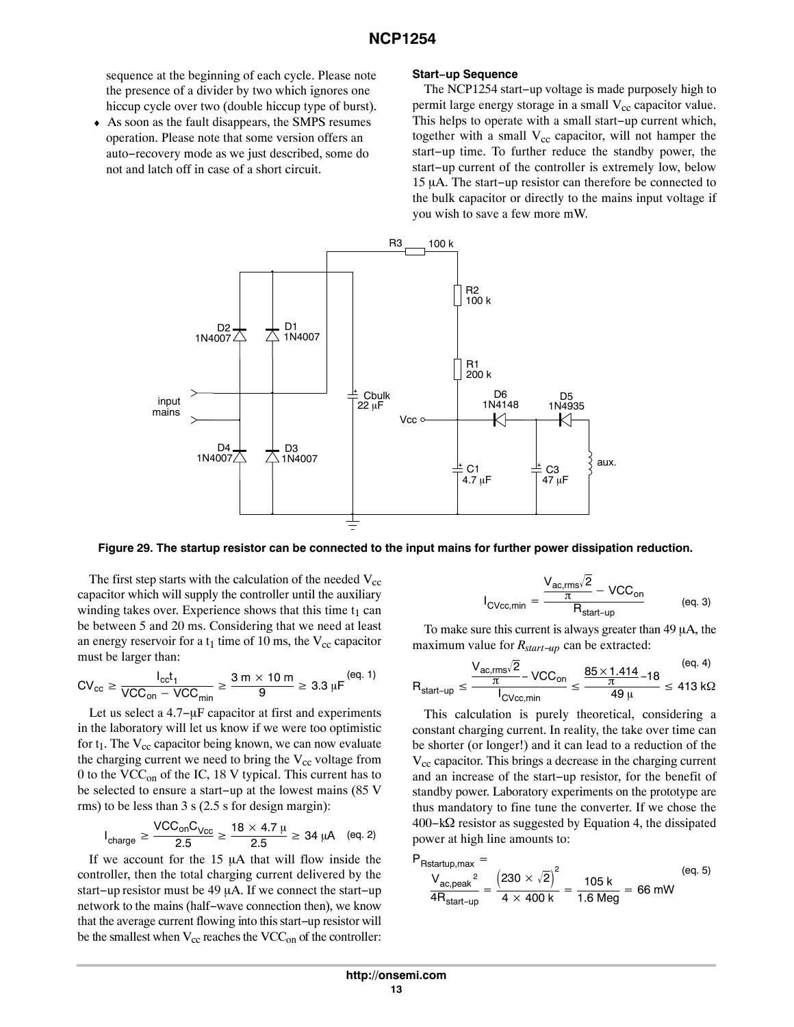sequence at the beginning of each cycle. Please note the presence of a divider by two which ignores one hiccup cycle over two (double hiccup type of burst).

- As soon as the fault disappears, the SMPS resumes operation. Please note that some version offers an auto−recovery mode as we just described, some do not and latch off in case of a short circuit.

#### Start−up Sequence

The NCP1254 start−up voltage is made purposely high to permit large energy storage in a small $V_{cc}$ capacitor value. This helps to operate with a small start−up current which, together with a small $V_{cc}$ capacitor, will not hamper the start−up time. To further reduce the standby power, the start−up current of the controller is extremely low, below 15 µA. The start−up resistor can therefore be connected to the bulk capacitor or directly to the mains input voltage if you wish to save a few more mW.

**Figure 29. The startup resistor can be connected to the input mains for further power dissipation reduction.**

The first step starts with the calculation of the needed $V_{cc}$ capacitor which will supply the controller until the auxiliary winding takes over. Experience shows that this time $t_1$ can be between 5 and 20 ms. Considering that we need at least an energy reservoir for a $t_1$ time of 10 ms, the $V_{cc}$ capacitor must be larger than:

$$CV_{cc} \geq \frac{I_{cc}t_1}{VCC_{on} - VCC_{min}} \geq \frac{3\,m \times 10\,m}{9} \geq 3.3\,\mu F \quad \text{(eq. 1)}$$

Let us select a 4.7−µF capacitor at first and experiments in the laboratory will let us know if we were too optimistic for $t_1$. The $V_{cc}$ capacitor being known, we can now evaluate the charging current we need to bring the $V_{cc}$ voltage from 0 to the $VCC_{on}$ of the IC, 18 V typical. This current has to be selected to ensure a start−up at the lowest mains (85 V rms) to be less than 3 s (2.5 s for design margin):

$$I_{charge} \geq \frac{VCC_{on}C_{Vcc}}{2.5} \geq \frac{18 \times 4.7\,\mu}{2.5} \geq 34\,\mu A \quad \text{(eq. 2)}$$

If we account for the 15 µA that will flow inside the controller, then the total charging current delivered by the start−up resistor must be 49 µA. If we connect the start−up network to the mains (half−wave connection then), we know that the average current flowing into this start−up resistor will be the smallest when $V_{cc}$ reaches the $VCC_{on}$ of the controller:

$$I_{CVcc,min} = \frac{\frac{V_{ac,rms}\sqrt{2}}{\pi} - VCC_{on}}{R_{start-up}} \quad \text{(eq. 3)}$$

To make sure this current is always greater than 49 µA, the maximum value for $R_{start-up}$ can be extracted:

$$R_{start-up} \leq \frac{\frac{V_{ac,rms}\sqrt{2}}{\pi} - VCC_{on}}{I_{CVcc,min}} \leq \frac{\frac{85 \times 1.414}{\pi} - 18}{49\,\mu} \leq 413\,k\Omega \quad \text{(eq. 4)}$$

This calculation is purely theoretical, considering a constant charging current. In reality, the take over time can be shorter (or longer!) and it can lead to a reduction of the $V_{cc}$ capacitor. This brings a decrease in the charging current and an increase of the start−up resistor, for the benefit of standby power. Laboratory experiments on the prototype are thus mandatory to fine tune the converter. If we chose the 400−kΩ resistor as suggested by Equation 4, the dissipated power at high line amounts to:

$$P_{Rstartup,max} = \frac{V_{ac,peak}^{\;2}}{4R_{start-up}} = \frac{\left(230 \times \sqrt{2}\right)^2}{4 \times 400\,k} = \frac{105\,k}{1.6\,Meg} = 66\,mW \quad \text{(eq. 5)}$$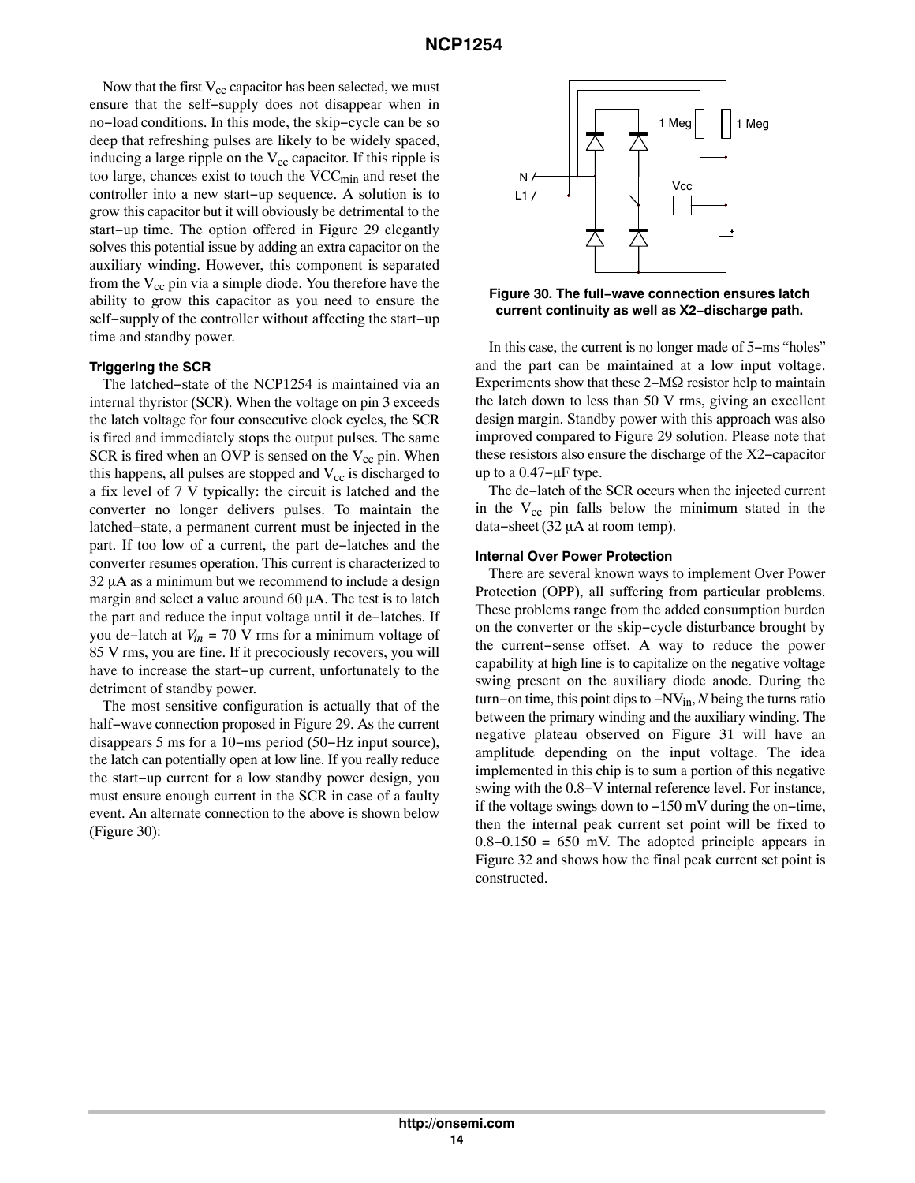Now that the first $V_{cc}$ capacitor has been selected, we must ensure that the self−supply does not disappear when in no−load conditions. In this mode, the skip−cycle can be so deep that refreshing pulses are likely to be widely spaced, inducing a large ripple on the $V_{cc}$ capacitor. If this ripple is too large, chances exist to touch the $VCC_{min}$ and reset the controller into a new start−up sequence. A solution is to grow this capacitor but it will obviously be detrimental to the start−up time. The option offered in Figure 29 elegantly solves this potential issue by adding an extra capacitor on the auxiliary winding. However, this component is separated from the $V_{cc}$ pin via a simple diode. You therefore have the ability to grow this capacitor as you need to ensure the self−supply of the controller without affecting the start−up time and standby power.

#### Triggering the SCR

The latched−state of the NCP1254 is maintained via an internal thyristor (SCR). When the voltage on pin 3 exceeds the latch voltage for four consecutive clock cycles, the SCR is fired and immediately stops the output pulses. The same SCR is fired when an OVP is sensed on the $V_{cc}$ pin. When this happens, all pulses are stopped and $V_{cc}$ is discharged to a fix level of 7 V typically: the circuit is latched and the converter no longer delivers pulses. To maintain the latched−state, a permanent current must be injected in the part. If too low of a current, the part de−latches and the converter resumes operation. This current is characterized to 32 μA as a minimum but we recommend to include a design margin and select a value around 60 μA. The test is to latch the part and reduce the input voltage until it de−latches. If you de−latch at $V_{in}$ = 70 V rms for a minimum voltage of 85 V rms, you are fine. If it precociously recovers, you will have to increase the start−up current, unfortunately to the detriment of standby power.

The most sensitive configuration is actually that of the half−wave connection proposed in Figure 29. As the current disappears 5 ms for a 10−ms period (50−Hz input source), the latch can potentially open at low line. If you really reduce the start−up current for a low standby power design, you must ensure enough current in the SCR in case of a faulty event. An alternate connection to the above is shown below (Figure 30):

**Figure 30. The full−wave connection ensures latch current continuity as well as X2−discharge path.**

In this case, the current is no longer made of 5−ms "holes" and the part can be maintained at a low input voltage. Experiments show that these 2−MΩ resistor help to maintain the latch down to less than 50 V rms, giving an excellent design margin. Standby power with this approach was also improved compared to Figure 29 solution. Please note that these resistors also ensure the discharge of the X2−capacitor up to a 0.47−μF type.

The de−latch of the SCR occurs when the injected current in the $V_{cc}$ pin falls below the minimum stated in the data−sheet (32 μA at room temp).

#### Internal Over Power Protection

There are several known ways to implement Over Power Protection (OPP), all suffering from particular problems. These problems range from the added consumption burden on the converter or the skip−cycle disturbance brought by the current−sense offset. A way to reduce the power capability at high line is to capitalize on the negative voltage swing present on the auxiliary diode anode. During the turn−on time, this point dips to $-NV_{in}$, $N$ being the turns ratio between the primary winding and the auxiliary winding. The negative plateau observed on Figure 31 will have an amplitude depending on the input voltage. The idea implemented in this chip is to sum a portion of this negative swing with the 0.8−V internal reference level. For instance, if the voltage swings down to −150 mV during the on−time, then the internal peak current set point will be fixed to 0.8−0.150 = 650 mV. The adopted principle appears in Figure 32 and shows how the final peak current set point is constructed.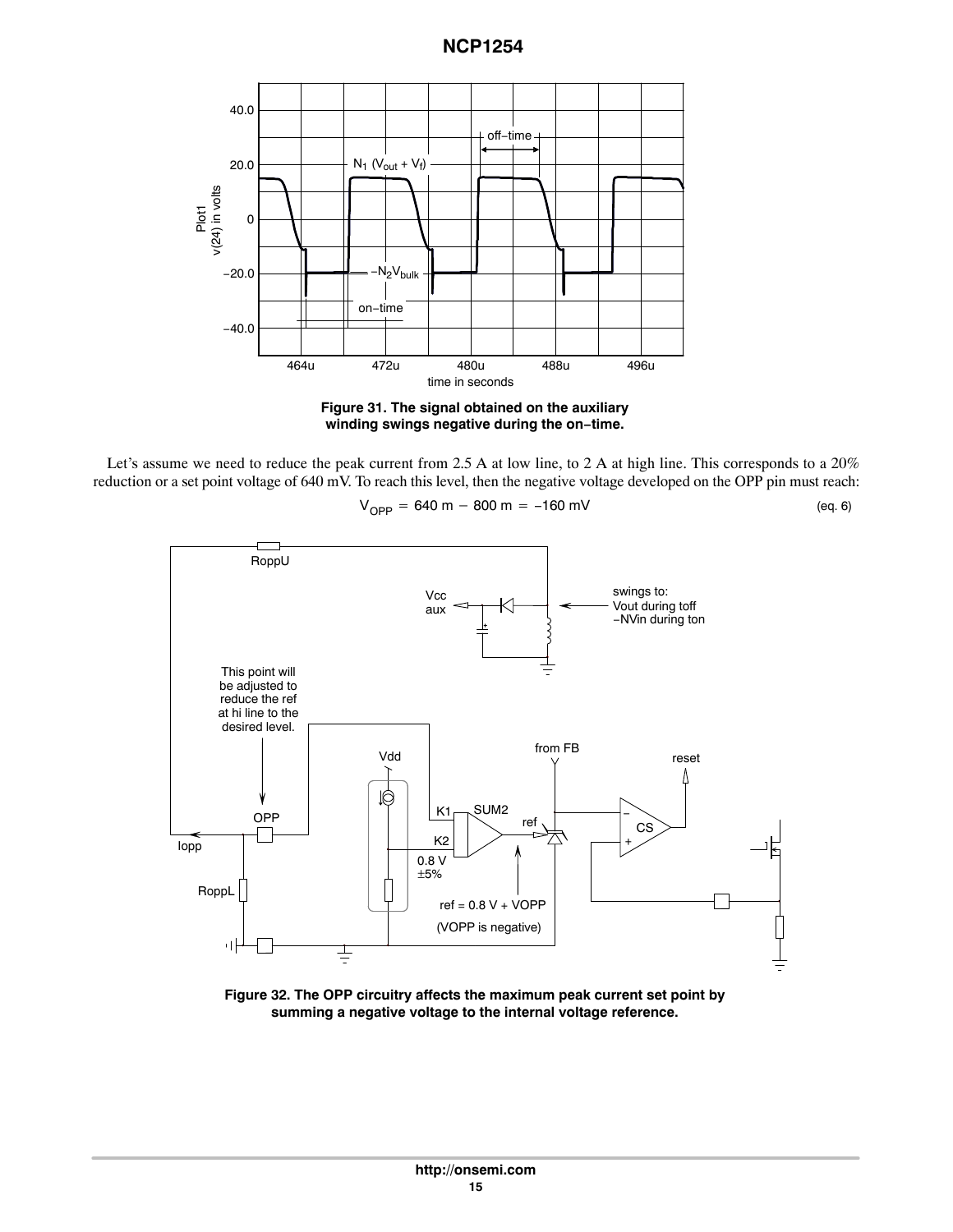**Figure 31. The signal obtained on the auxiliary winding swings negative during the on−time.**

Let's assume we need to reduce the peak current from 2.5 A at low line, to 2 A at high line. This corresponds to a 20% reduction or a set point voltage of 640 mV. To reach this level, then the negative voltage developed on the OPP pin must reach:

$$V_{OPP} = 640\ \text{m} - 800\ \text{m} = -160\ \text{mV} \quad \text{(eq. 6)}$$

**Figure 32. The OPP circuitry affects the maximum peak current set point by summing a negative voltage to the internal voltage reference.**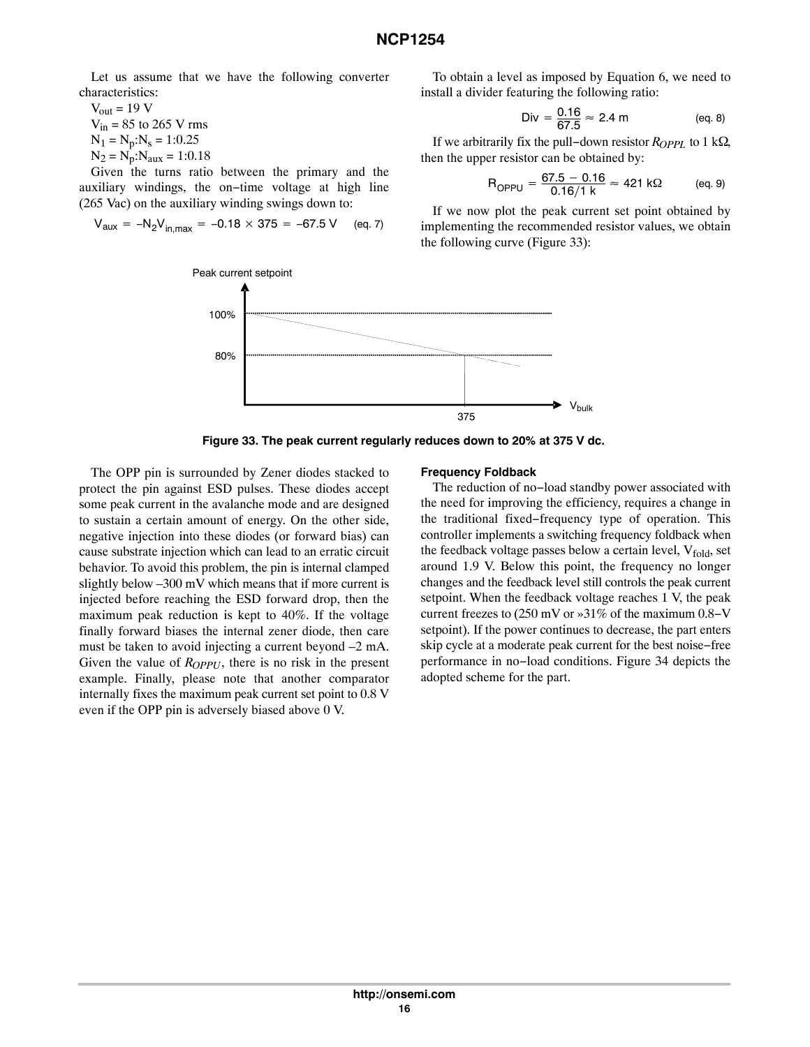Let us assume that we have the following converter characteristics:

$V_{out}$ = 19 V

$V_{in}$ = 85 to 265 V rms

$N_1 = N_p:N_s$ = 1:0.25

$N_2 = N_p:N_{aux}$ = 1:0.18

Given the turns ratio between the primary and the auxiliary windings, the on−time voltage at high line (265 Vac) on the auxiliary winding swings down to:

$$V_{aux} = -N_2 V_{in,max} = -0.18 \times 375 = -67.5\ \text{V} \quad \text{(eq. 7)}$$

To obtain a level as imposed by Equation 6, we need to install a divider featuring the following ratio:

$$\text{Div} = \frac{0.16}{67.5} \approx 2.4\ \text{m} \quad \text{(eq. 8)}$$

If we arbitrarily fix the pull−down resistor $R_{OPPL}$ to 1 kΩ, then the upper resistor can be obtained by:

$$R_{OPPU} = \frac{67.5 - 0.16}{0.16/1\ \text{k}} \approx 421\ \text{k}\Omega \quad \text{(eq. 9)}$$

If we now plot the peak current set point obtained by implementing the recommended resistor values, we obtain the following curve (Figure 33):

**Figure 33. The peak current regularly reduces down to 20% at 375 V dc.**

The OPP pin is surrounded by Zener diodes stacked to protect the pin against ESD pulses. These diodes accept some peak current in the avalanche mode and are designed to sustain a certain amount of energy. On the other side, negative injection into these diodes (or forward bias) can cause substrate injection which can lead to an erratic circuit behavior. To avoid this problem, the pin is internal clamped slightly below –300 mV which means that if more current is injected before reaching the ESD forward drop, then the maximum peak reduction is kept to 40%. If the voltage finally forward biases the internal zener diode, then care must be taken to avoid injecting a current beyond –2 mA. Given the value of $R_{OPPU}$, there is no risk in the present example. Finally, please note that another comparator internally fixes the maximum peak current set point to 0.8 V even if the OPP pin is adversely biased above 0 V.

#### Frequency Foldback

The reduction of no−load standby power associated with the need for improving the efficiency, requires a change in the traditional fixed−frequency type of operation. This controller implements a switching frequency foldback when the feedback voltage passes below a certain level, $V_{fold}$, set around 1.9 V. Below this point, the frequency no longer changes and the feedback level still controls the peak current setpoint. When the feedback voltage reaches 1 V, the peak current freezes to (250 mV or »31% of the maximum 0.8−V setpoint). If the power continues to decrease, the part enters skip cycle at a moderate peak current for the best noise−free performance in no−load conditions. Figure 34 depicts the adopted scheme for the part.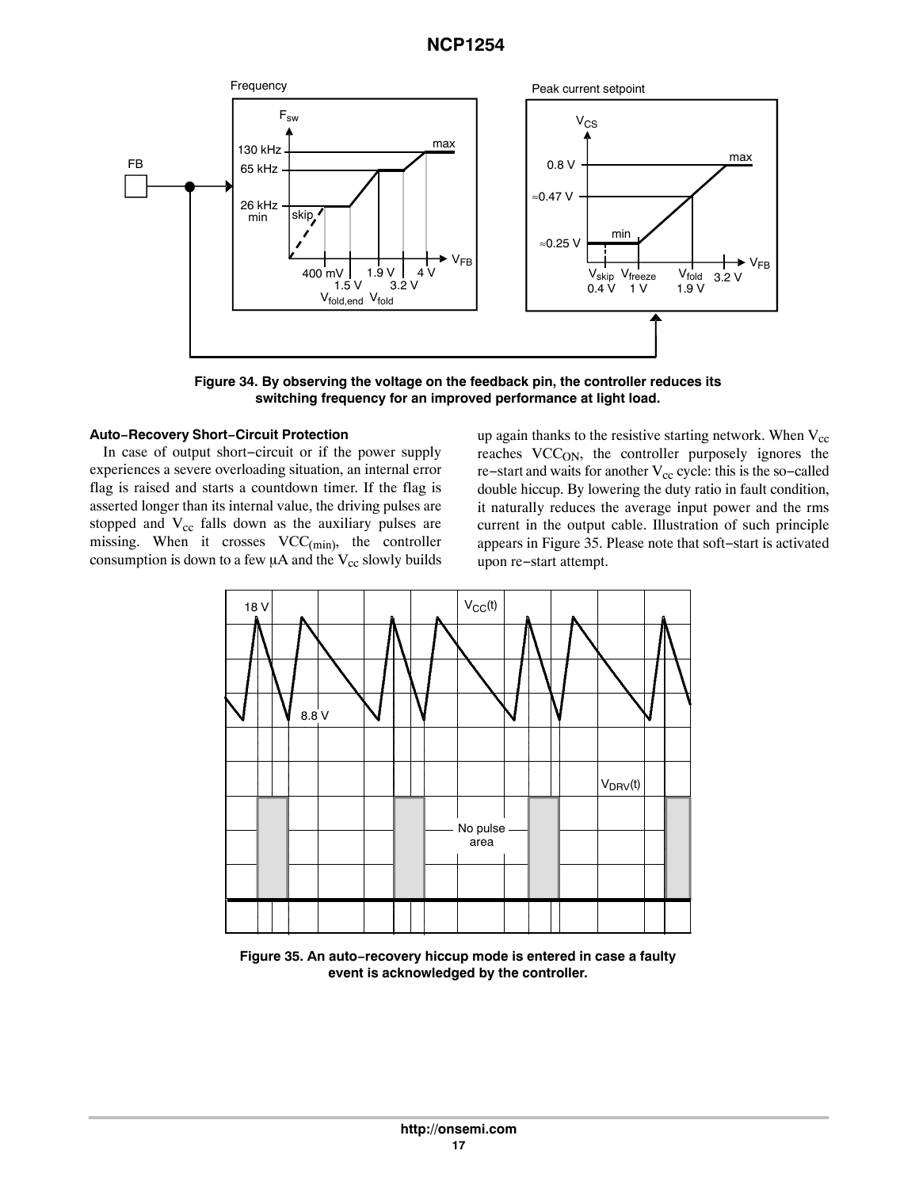Figure 34. By observing the voltage on the feedback pin, the controller reduces its switching frequency for an improved performance at light load.

### Auto−Recovery Short−Circuit Protection

In case of output short−circuit or if the power supply experiences a severe overloading situation, an internal error flag is raised and starts a countdown timer. If the flag is asserted longer than its internal value, the driving pulses are stopped and $V_{cc}$ falls down as the auxiliary pulses are missing. When it crosses $VCC_{(min)}$, the controller consumption is down to a few μA and the $V_{cc}$ slowly builds up again thanks to the resistive starting network. When $V_{cc}$ reaches $VCC_{ON}$, the controller purposely ignores the re−start and waits for another $V_{cc}$ cycle: this is the so−called double hiccup. By lowering the duty ratio in fault condition, it naturally reduces the average input power and the rms current in the output cable. Illustration of such principle appears in Figure 35. Please note that soft−start is activated upon re−start attempt.

Figure 35. An auto−recovery hiccup mode is entered in case a faulty event is acknowledged by the controller.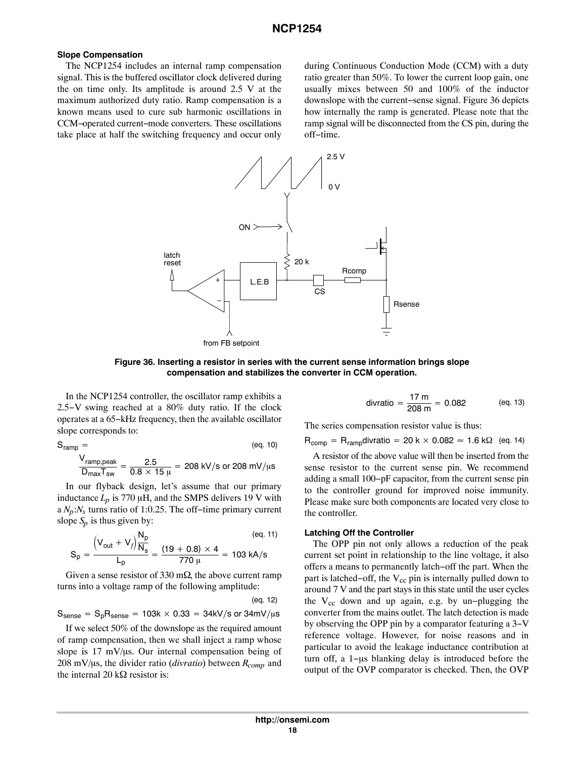### Slope Compensation

The NCP1254 includes an internal ramp compensation signal. This is the buffered oscillator clock delivered during the on time only. Its amplitude is around 2.5 V at the maximum authorized duty ratio. Ramp compensation is a known means used to cure sub harmonic oscillations in CCM−operated current−mode converters. These oscillations take place at half the switching frequency and occur only during Continuous Conduction Mode (CCM) with a duty ratio greater than 50%. To lower the current loop gain, one usually mixes between 50 and 100% of the inductor downslope with the current−sense signal. Figure 36 depicts how internally the ramp is generated. Please note that the ramp signal will be disconnected from the CS pin, during the off−time.

**Figure 36. Inserting a resistor in series with the current sense information brings slope compensation and stabilizes the converter in CCM operation.**

In the NCP1254 controller, the oscillator ramp exhibits a 2.5−V swing reached at a 80% duty ratio. If the clock operates at a 65−kHz frequency, then the available oscillator slope corresponds to:

$$S_{ramp} = \frac{V_{ramp,peak}}{D_{max}T_{sw}} = \frac{2.5}{0.8 \times 15\,\mu} = 208\text{ kV/s or }208\text{ mV/}\mu\text{s} \quad \text{(eq. 10)}$$

In our flyback design, let's assume that our primary inductance $L_p$ is 770 μH, and the SMPS delivers 19 V with a $N_p$:$N_s$ turns ratio of 1:0.25. The off−time primary current slope $S_p$ is thus given by:

$$S_p = \frac{\left(V_{out} + V_f\right)\frac{N_p}{N_s}}{L_p} = \frac{(19 + 0.8) \times 4}{770\,\mu} = 103\text{ kA/s} \quad \text{(eq. 11)}$$

Given a sense resistor of 330 mΩ, the above current ramp turns into a voltage ramp of the following amplitude:

$$S_{sense} = S_p R_{sense} = 103\text{k} \times 0.33 = 34\text{kV/s or }34\text{mV/}\mu\text{s} \quad \text{(eq. 12)}$$

If we select 50% of the downslope as the required amount of ramp compensation, then we shall inject a ramp whose slope is 17 mV/μs. Our internal compensation being of 208 mV/μs, the divider ratio (*divratio*) between $R_{comp}$ and the internal 20 kΩ resistor is:

$$\text{divratio} = \frac{17\text{ m}}{208\text{ m}} = 0.082 \quad \text{(eq. 13)}$$

The series compensation resistor value is thus:

$$R_{comp} = R_{ramp}\text{divratio} = 20\text{ k} \times 0.082 \approx 1.6\text{ k}\Omega \quad \text{(eq. 14)}$$

A resistor of the above value will then be inserted from the sense resistor to the current sense pin. We recommend adding a small 100−pF capacitor, from the current sense pin to the controller ground for improved noise immunity. Please make sure both components are located very close to the controller.

### Latching Off the Controller

The OPP pin not only allows a reduction of the peak current set point in relationship to the line voltage, it also offers a means to permanently latch−off the part. When the part is latched−off, the $V_{cc}$ pin is internally pulled down to around 7 V and the part stays in this state until the user cycles the $V_{cc}$ down and up again, e.g. by un−plugging the converter from the mains outlet. The latch detection is made by observing the OPP pin by a comparator featuring a 3−V reference voltage. However, for noise reasons and in particular to avoid the leakage inductance contribution at turn off, a 1−μs blanking delay is introduced before the output of the OVP comparator is checked. Then, the OVP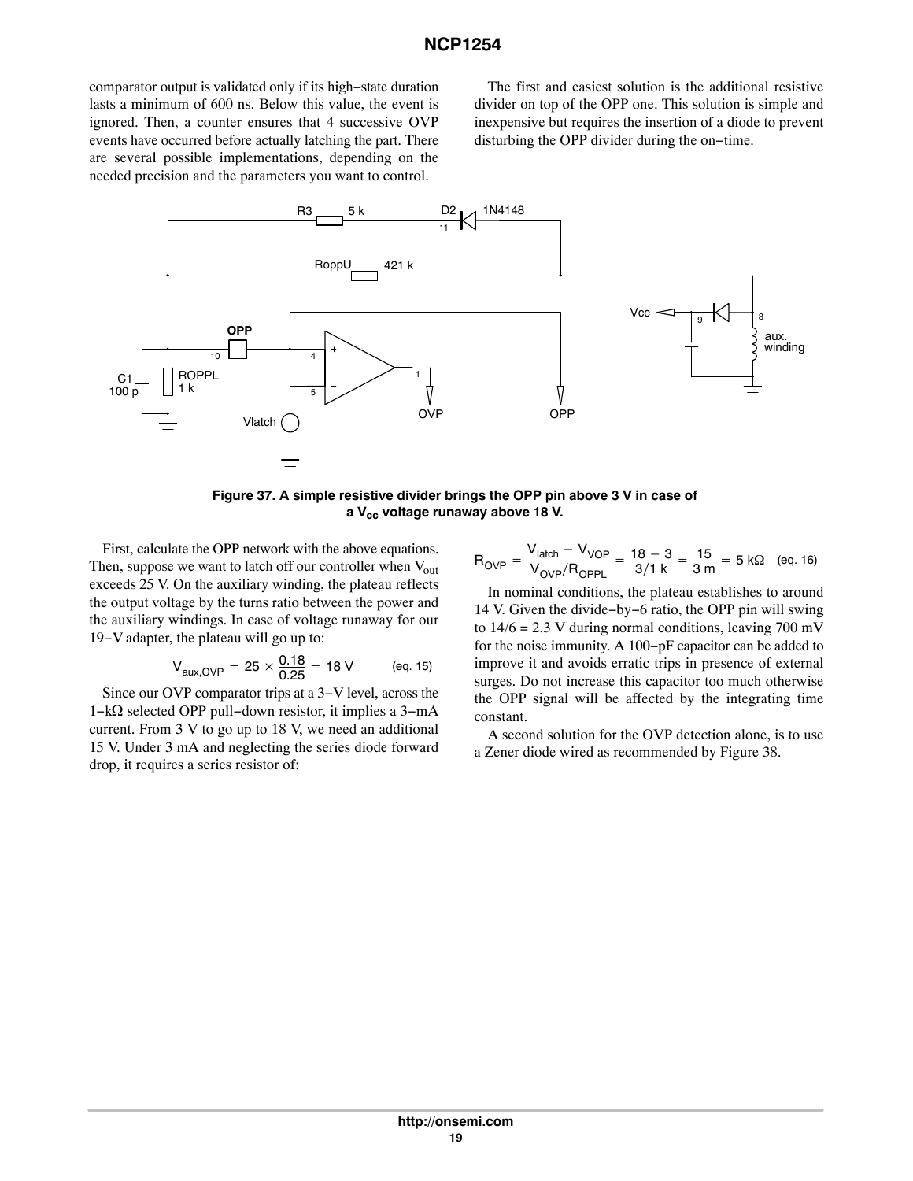comparator output is validated only if its high−state duration lasts a minimum of 600 ns. Below this value, the event is ignored. Then, a counter ensures that 4 successive OVP events have occurred before actually latching the part. There are several possible implementations, depending on the needed precision and the parameters you want to control.

The first and easiest solution is the additional resistive divider on top of the OPP one. This solution is simple and inexpensive but requires the insertion of a diode to prevent disturbing the OPP divider during the on−time.

**Figure 37. A simple resistive divider brings the OPP pin above 3 V in case of a $V_{cc}$ voltage runaway above 18 V.**

First, calculate the OPP network with the above equations. Then, suppose we want to latch off our controller when $V_{out}$ exceeds 25 V. On the auxiliary winding, the plateau reflects the output voltage by the turns ratio between the power and the auxiliary windings. In case of voltage runaway for our 19−V adapter, the plateau will go up to:

$$V_{aux,OVP} = 25 \times \frac{0.18}{0.25} = 18\ \text{V} \qquad \text{(eq. 15)}$$

Since our OVP comparator trips at a 3−V level, across the 1−kΩ selected OPP pull−down resistor, it implies a 3−mA current. From 3 V to go up to 18 V, we need an additional 15 V. Under 3 mA and neglecting the series diode forward drop, it requires a series resistor of:

$$R_{OVP} = \frac{V_{latch} - V_{VOP}}{V_{OVP}/R_{OPPL}} = \frac{18 - 3}{3/1\ \text{k}} = \frac{15}{3\ \text{m}} = 5\ \text{k}\Omega \qquad \text{(eq. 16)}$$

In nominal conditions, the plateau establishes to around 14 V. Given the divide−by−6 ratio, the OPP pin will swing to 14/6 = 2.3 V during normal conditions, leaving 700 mV for the noise immunity. A 100−pF capacitor can be added to improve it and avoids erratic trips in presence of external surges. Do not increase this capacitor too much otherwise the OPP signal will be affected by the integrating time constant.

A second solution for the OVP detection alone, is to use a Zener diode wired as recommended by Figure 38.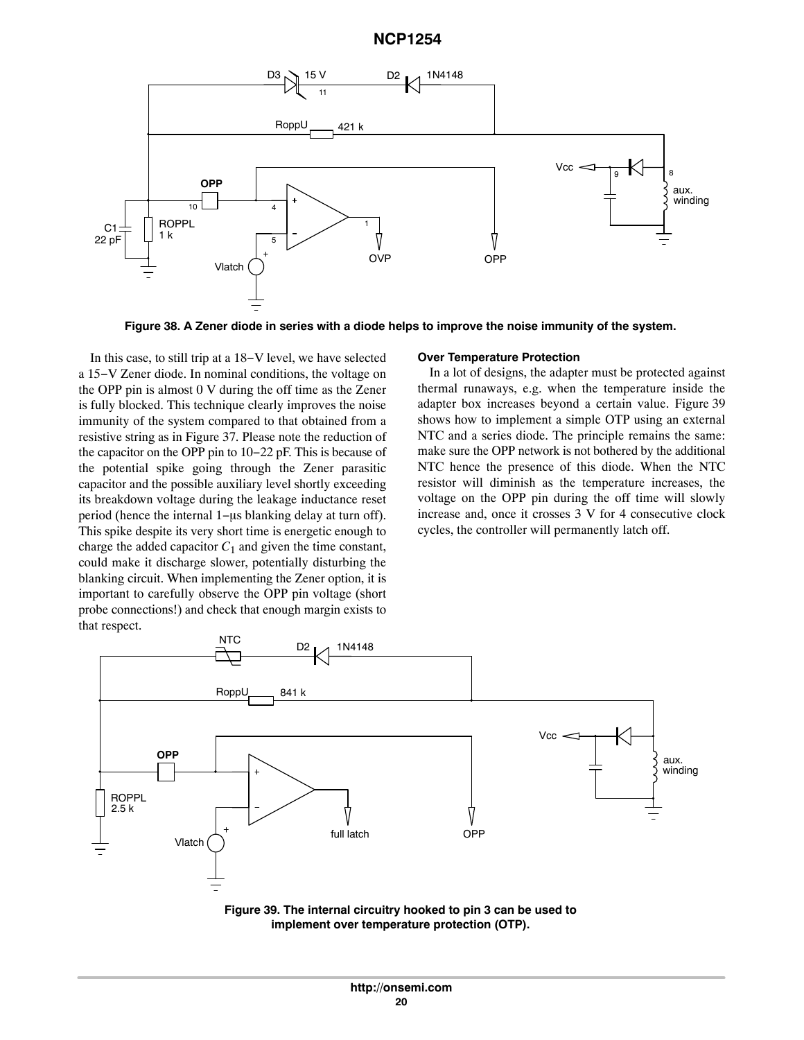Figure 38. A Zener diode in series with a diode helps to improve the noise immunity of the system.

In this case, to still trip at a 18−V level, we have selected a 15−V Zener diode. In nominal conditions, the voltage on the OPP pin is almost 0 V during the off time as the Zener is fully blocked. This technique clearly improves the noise immunity of the system compared to that obtained from a resistive string as in Figure 37. Please note the reduction of the capacitor on the OPP pin to 10−22 pF. This is because of the potential spike going through the Zener parasitic capacitor and the possible auxiliary level shortly exceeding its breakdown voltage during the leakage inductance reset period (hence the internal 1−μs blanking delay at turn off). This spike despite its very short time is energetic enough to charge the added capacitor $C_1$ and given the time constant, could make it discharge slower, potentially disturbing the blanking circuit. When implementing the Zener option, it is important to carefully observe the OPP pin voltage (short probe connections!) and check that enough margin exists to that respect.

### Over Temperature Protection

In a lot of designs, the adapter must be protected against thermal runaways, e.g. when the temperature inside the adapter box increases beyond a certain value. Figure 39 shows how to implement a simple OTP using an external NTC and a series diode. The principle remains the same: make sure the OPP network is not bothered by the additional NTC hence the presence of this diode. When the NTC resistor will diminish as the temperature increases, the voltage on the OPP pin during the off time will slowly increase and, once it crosses 3 V for 4 consecutive clock cycles, the controller will permanently latch off.

Figure 39. The internal circuitry hooked to pin 3 can be used to implement over temperature protection (OTP).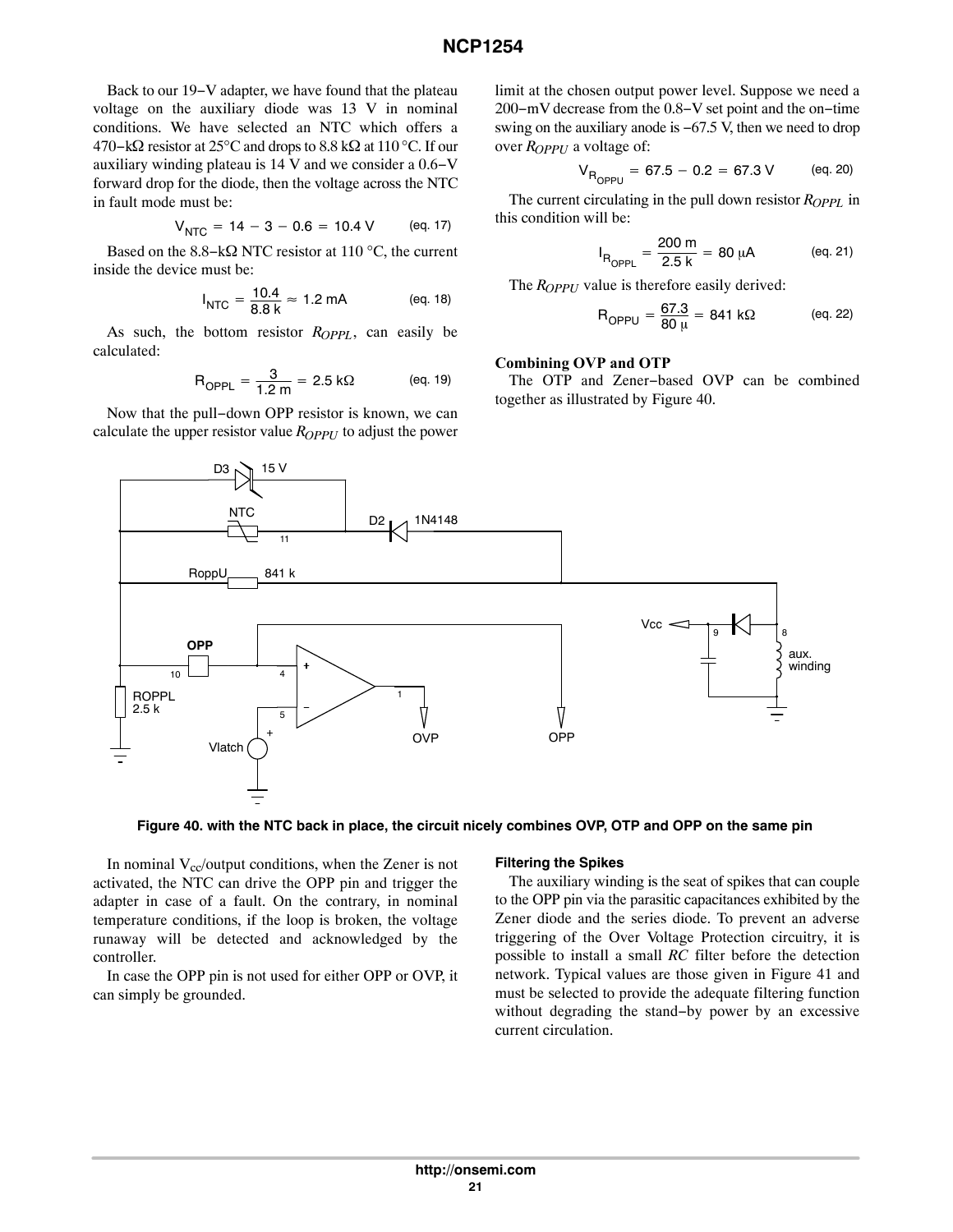Back to our 19−V adapter, we have found that the plateau voltage on the auxiliary diode was 13 V in nominal conditions. We have selected an NTC which offers a 470−kΩ resistor at 25°C and drops to 8.8 kΩ at 110 °C. If our auxiliary winding plateau is 14 V and we consider a 0.6−V forward drop for the diode, then the voltage across the NTC in fault mode must be:

$$V_{NTC} = 14 - 3 - 0.6 = 10.4\ \text{V} \quad \text{(eq. 17)}$$

Based on the 8.8−kΩ NTC resistor at 110 °C, the current inside the device must be:

$$I_{NTC} = \frac{10.4}{8.8\ \text{k}} \approx 1.2\ \text{mA} \quad \text{(eq. 18)}$$

As such, the bottom resistor $R_{OPPL}$, can easily be calculated:

$$R_{OPPL} = \frac{3}{1.2\ \text{m}} = 2.5\ \text{k}\Omega \quad \text{(eq. 19)}$$

Now that the pull−down OPP resistor is known, we can calculate the upper resistor value $R_{OPPU}$ to adjust the power limit at the chosen output power level. Suppose we need a 200−mV decrease from the 0.8−V set point and the on−time swing on the auxiliary anode is −67.5 V, then we need to drop over $R_{OPPU}$ a voltage of:

$$V_{R_{OPPU}} = 67.5 - 0.2 = 67.3\ \text{V} \quad \text{(eq. 20)}$$

The current circulating in the pull down resistor $R_{OPPL}$ in this condition will be:

$$I_{R_{OPPL}} = \frac{200\ \text{m}}{2.5\ \text{k}} = 80\ \mu\text{A} \quad \text{(eq. 21)}$$

The $R_{OPPU}$ value is therefore easily derived:

$$R_{OPPU} = \frac{67.3}{80\ \mu} = 841\ \text{k}\Omega \quad \text{(eq. 22)}$$

**Combining OVP and OTP**

The OTP and Zener−based OVP can be combined together as illustrated by Figure 40.

**Figure 40. with the NTC back in place, the circuit nicely combines OVP, OTP and OPP on the same pin**

In nominal $V_{cc}$/output conditions, when the Zener is not activated, the NTC can drive the OPP pin and trigger the adapter in case of a fault. On the contrary, in nominal temperature conditions, if the loop is broken, the voltage runaway will be detected and acknowledged by the controller.

In case the OPP pin is not used for either OPP or OVP, it can simply be grounded.

#### Filtering the Spikes

The auxiliary winding is the seat of spikes that can couple to the OPP pin via the parasitic capacitances exhibited by the Zener diode and the series diode. To prevent an adverse triggering of the Over Voltage Protection circuitry, it is possible to install a small *RC* filter before the detection network. Typical values are those given in Figure 41 and must be selected to provide the adequate filtering function without degrading the stand−by power by an excessive current circulation.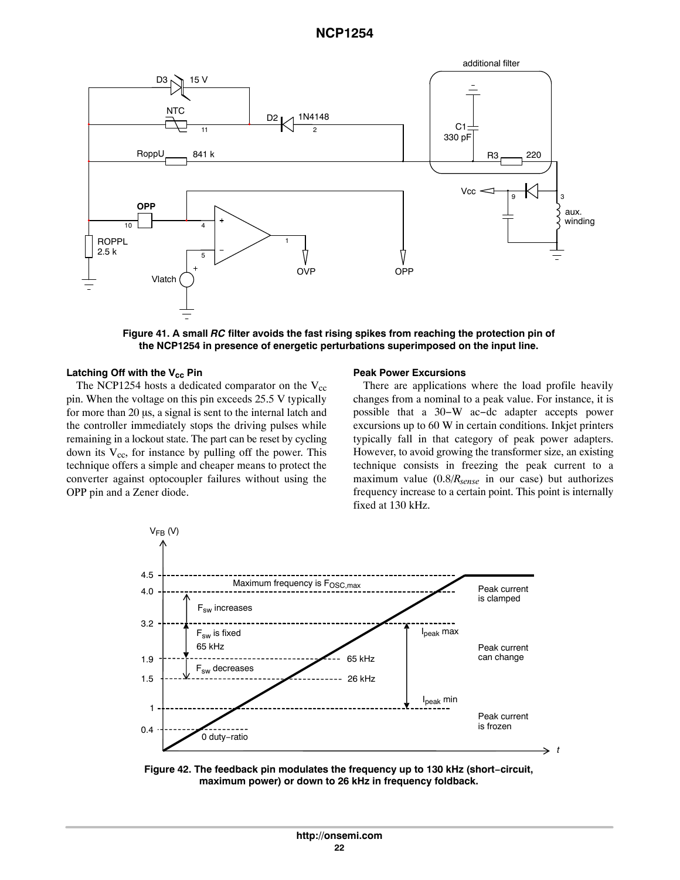Figure 41. A small *RC* filter avoids the fast rising spikes from reaching the protection pin of the NCP1254 in presence of energetic perturbations superimposed on the input line.

#### Latching Off with the $V_{cc}$ Pin

The NCP1254 hosts a dedicated comparator on the $V_{cc}$ pin. When the voltage on this pin exceeds 25.5 V typically for more than 20 µs, a signal is sent to the internal latch and the controller immediately stops the driving pulses while remaining in a lockout state. The part can be reset by cycling down its $V_{cc}$, for instance by pulling off the power. This technique offers a simple and cheaper means to protect the converter against optocoupler failures without using the OPP pin and a Zener diode.

#### Peak Power Excursions

There are applications where the load profile heavily changes from a nominal to a peak value. For instance, it is possible that a 30−W ac−dc adapter accepts power excursions up to 60 W in certain conditions. Inkjet printers typically fall in that category of peak power adapters. However, to avoid growing the transformer size, an existing technique consists in freezing the peak current to a maximum value ($0.8/R_{sense}$ in our case) but authorizes frequency increase to a certain point. This point is internally fixed at 130 kHz.

Figure 42. The feedback pin modulates the frequency up to 130 kHz (short−circuit, maximum power) or down to 26 kHz in frequency foldback.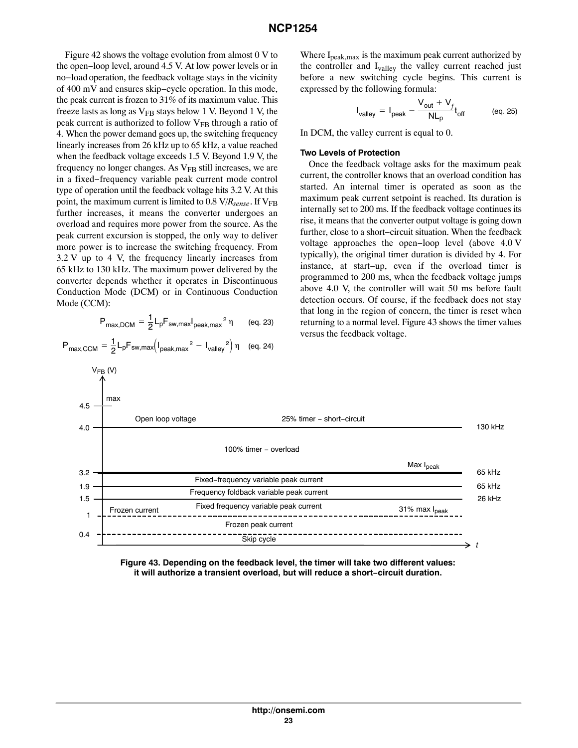Figure 42 shows the voltage evolution from almost 0 V to the open−loop level, around 4.5 V. At low power levels or in no−load operation, the feedback voltage stays in the vicinity of 400 mV and ensures skip−cycle operation. In this mode, the peak current is frozen to 31% of its maximum value. This freeze lasts as long as $V_{FB}$ stays below 1 V. Beyond 1 V, the peak current is authorized to follow $V_{FB}$ through a ratio of 4. When the power demand goes up, the switching frequency linearly increases from 26 kHz up to 65 kHz, a value reached when the feedback voltage exceeds 1.5 V. Beyond 1.9 V, the frequency no longer changes. As $V_{FB}$ still increases, we are in a fixed−frequency variable peak current mode control type of operation until the feedback voltage hits 3.2 V. At this point, the maximum current is limited to 0.8 V/$R_{sense}$. If $V_{FB}$ further increases, it means the converter undergoes an overload and requires more power from the source. As the peak current excursion is stopped, the only way to deliver more power is to increase the switching frequency. From 3.2 V up to 4 V, the frequency linearly increases from 65 kHz to 130 kHz. The maximum power delivered by the converter depends whether it operates in Discontinuous Conduction Mode (DCM) or in Continuous Conduction Mode (CCM):

$$P_{max,DCM} = \frac{1}{2} L_p F_{sw,max} I_{peak,max}{}^2 \eta \quad \text{(eq. 23)}$$

$$P_{max,CCM} = \frac{1}{2} L_p F_{sw,max} \left( I_{peak,max}{}^2 - I_{valley}{}^2 \right) \eta \quad \text{(eq. 24)}$$

Where $I_{peak,max}$ is the maximum peak current authorized by the controller and $I_{valley}$ the valley current reached just before a new switching cycle begins. This current is expressed by the following formula:

$$I_{valley} = I_{peak} - \frac{V_{out} + V_f}{NL_p} t_{off} \quad \text{(eq. 25)}$$

In DCM, the valley current is equal to 0.

#### Two Levels of Protection

Once the feedback voltage asks for the maximum peak current, the controller knows that an overload condition has started. An internal timer is operated as soon as the maximum peak current setpoint is reached. Its duration is internally set to 200 ms. If the feedback voltage continues its rise, it means that the converter output voltage is going down further, close to a short−circuit situation. When the feedback voltage approaches the open−loop level (above 4.0 V typically), the original timer duration is divided by 4. For instance, at start−up, even if the overload timer is programmed to 200 ms, when the feedback voltage jumps above 4.0 V, the controller will wait 50 ms before fault detection occurs. Of course, if the feedback does not stay that long in the region of concern, the timer is reset when returning to a normal level. Figure 43 shows the timer values versus the feedback voltage.

| $V_{FB}$ (V) | Region | Notes |
| --- | --- | --- |
| 4.5 (max) | Open loop voltage | |
| 4.0 – 4.5 | 25% timer − short−circuit | 130 kHz at 4.0 |
| 3.2 – 4.0 | 100% timer − overload | Max $I_{peak}$; 65 kHz at 3.2 |
| 1.9 – 3.2 | Fixed−frequency variable peak current | 65 kHz at 1.9 |
| 1.5 – 1.9 | Frequency foldback variable peak current | 26 kHz at 1.5 |
| 1 – 1.5 | Fixed frequency variable peak current | Frozen current; 31% max $I_{peak}$ |
| 0.4 – 1 | Frozen peak current | |
| < 0.4 | Skip cycle | |

**Figure 43. Depending on the feedback level, the timer will take two different values: it will authorize a transient overload, but will reduce a short−circuit duration.**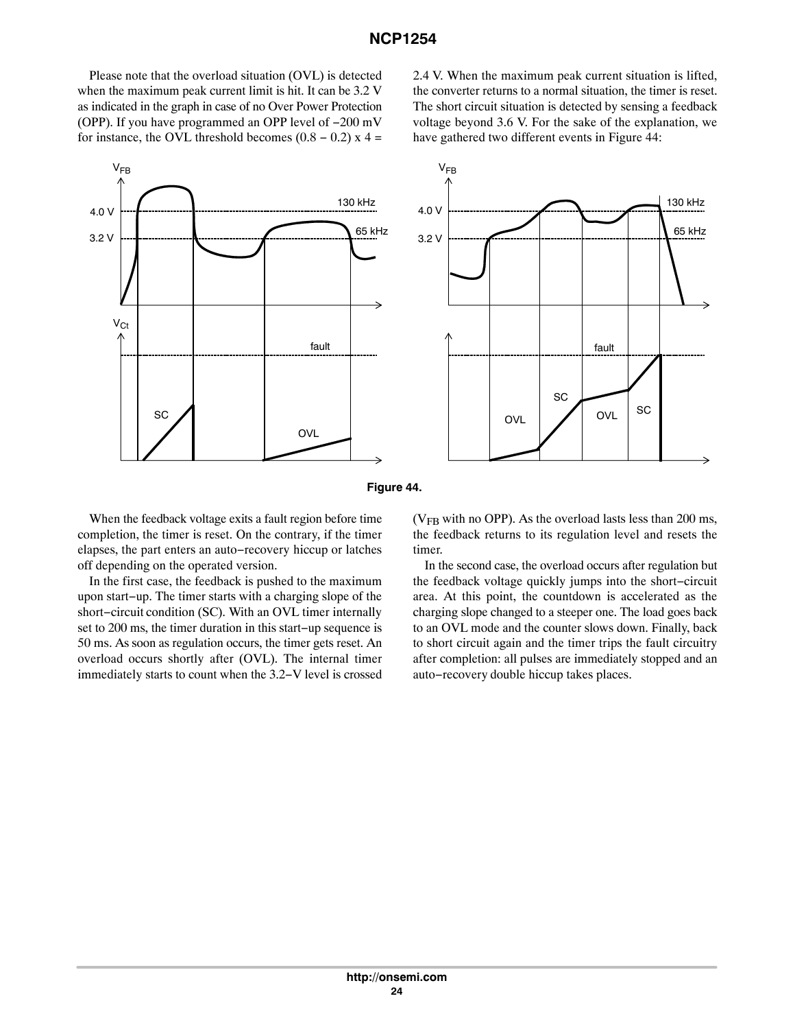Please note that the overload situation (OVL) is detected when the maximum peak current limit is hit. It can be 3.2 V as indicated in the graph in case of no Over Power Protection (OPP). If you have programmed an OPP level of −200 mV for instance, the OVL threshold becomes (0.8 − 0.2) x 4 = 2.4 V. When the maximum peak current situation is lifted, the converter returns to a normal situation, the timer is reset. The short circuit situation is detected by sensing a feedback voltage beyond 3.6 V. For the sake of the explanation, we have gathered two different events in Figure 44:

**Figure 44.**

When the feedback voltage exits a fault region before time completion, the timer is reset. On the contrary, if the timer elapses, the part enters an auto−recovery hiccup or latches off depending on the operated version.

In the first case, the feedback is pushed to the maximum upon start−up. The timer starts with a charging slope of the short−circuit condition (SC). With an OVL timer internally set to 200 ms, the timer duration in this start−up sequence is 50 ms. As soon as regulation occurs, the timer gets reset. An overload occurs shortly after (OVL). The internal timer immediately starts to count when the 3.2−V level is crossed ($V_{FB}$ with no OPP). As the overload lasts less than 200 ms, the feedback returns to its regulation level and resets the timer.

In the second case, the overload occurs after regulation but the feedback voltage quickly jumps into the short−circuit area. At this point, the countdown is accelerated as the charging slope changed to a steeper one. The load goes back to an OVL mode and the counter slows down. Finally, back to short circuit again and the timer trips the fault circuitry after completion: all pulses are immediately stopped and an auto−recovery double hiccup takes places.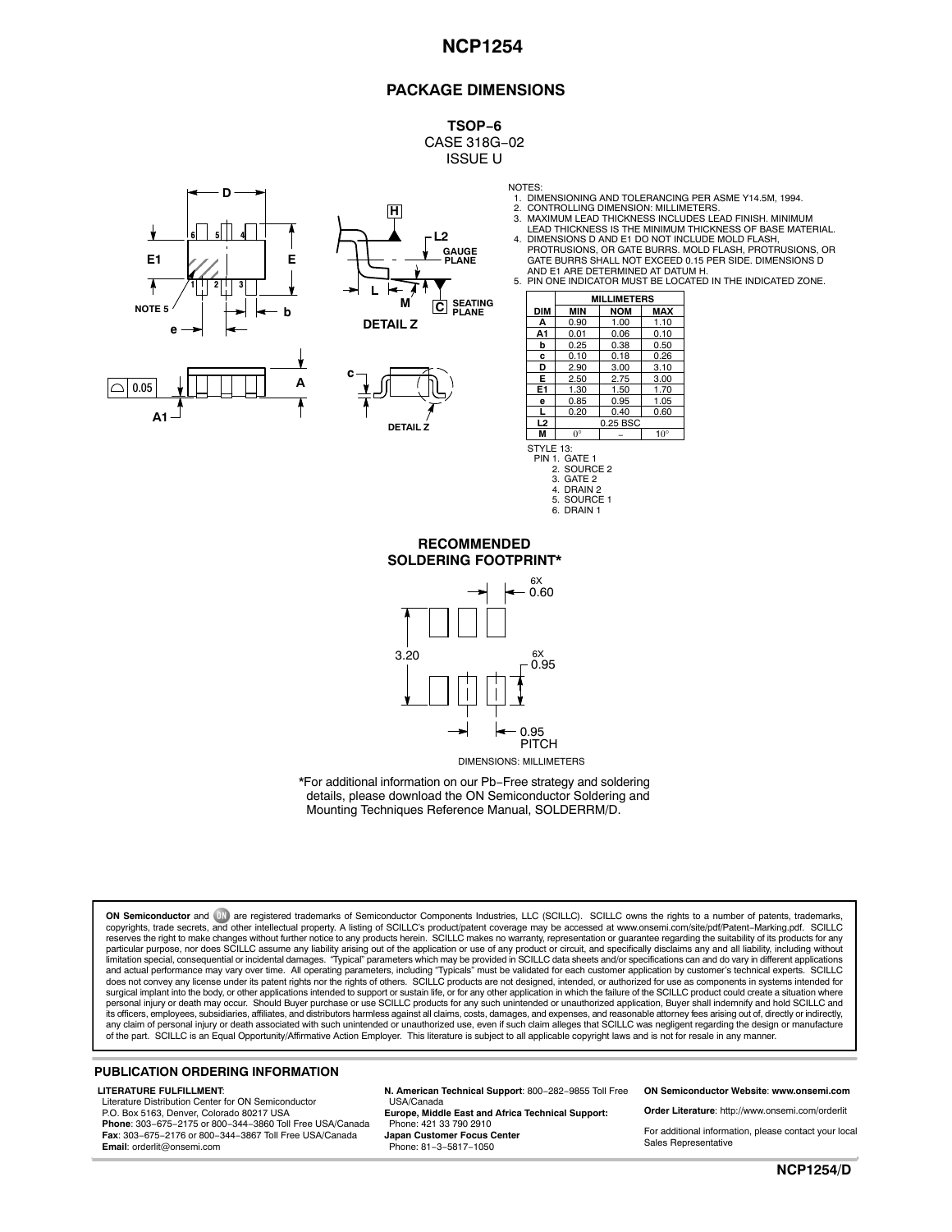## PACKAGE DIMENSIONS

**TSOP−6**
CASE 318G−02
ISSUE U

D
E1
E
NOTE 5
e
b
H
L2
GAUGE PLANE
L
M
C SEATING PLANE
DETAIL Z
0.05
A
A1
c
DETAIL Z

NOTES:
1. DIMENSIONING AND TOLERANCING PER ASME Y14.5M, 1994.
2. CONTROLLING DIMENSION: MILLIMETERS.
3. MAXIMUM LEAD THICKNESS INCLUDES LEAD FINISH. MINIMUM LEAD THICKNESS IS THE MINIMUM THICKNESS OF BASE MATERIAL.
4. DIMENSIONS D AND E1 DO NOT INCLUDE MOLD FLASH, PROTRUSIONS, OR GATE BURRS. MOLD FLASH, PROTRUSIONS, OR GATE BURRS SHALL NOT EXCEED 0.15 PER SIDE. DIMENSIONS D AND E1 ARE DETERMINED AT DATUM H.
5. PIN ONE INDICATOR MUST BE LOCATED IN THE INDICATED ZONE.

| DIM | MILLIMETERS | | |
|---|---|---|---|
| | MIN | NOM | MAX |
| A | 0.90 | 1.00 | 1.10 |
| A1 | 0.01 | 0.06 | 0.10 |
| b | 0.25 | 0.38 | 0.50 |
| c | 0.10 | 0.18 | 0.26 |
| D | 2.90 | 3.00 | 3.10 |
| E | 2.50 | 2.75 | 3.00 |
| E1 | 1.30 | 1.50 | 1.70 |
| e | 0.85 | 0.95 | 1.05 |
| L | 0.20 | 0.40 | 0.60 |
| L2 | 0.25 BSC | | |
| M | 0° | − | 10° |

STYLE 13:
PIN 1. GATE 1
2. SOURCE 2
3. GATE 2
4. DRAIN 2
5. SOURCE 1
6. DRAIN 1

### RECOMMENDED SOLDERING FOOTPRINT*

6X 0.60
3.20
6X 0.95
0.95 PITCH

DIMENSIONS: MILLIMETERS

*For additional information on our Pb−Free strategy and soldering details, please download the ON Semiconductor Soldering and Mounting Techniques Reference Manual, SOLDERRM/D.

**ON Semiconductor** and ON are registered trademarks of Semiconductor Components Industries, LLC (SCILLC). SCILLC owns the rights to a number of patents, trademarks, copyrights, trade secrets, and other intellectual property. A listing of SCILLC's product/patent coverage may be accessed at www.onsemi.com/site/pdf/Patent−Marking.pdf. SCILLC reserves the right to make changes without further notice to any products herein. SCILLC makes no warranty, representation or guarantee regarding the suitability of its products for any particular purpose, nor does SCILLC assume any liability arising out of the application or use of any product or circuit, and specifically disclaims any and all liability, including without limitation special, consequential or incidental damages. "Typical" parameters which may be provided in SCILLC data sheets and/or specifications can and do vary in different applications and actual performance may vary over time. All operating parameters, including "Typicals" must be validated for each customer application by customer's technical experts. SCILLC does not convey any license under its patent rights nor the rights of others. SCILLC products are not designed, intended, or authorized for use as components in systems intended for surgical implant into the body, or other applications intended to support or sustain life, or for any other application in which the failure of the SCILLC product could create a situation where personal injury or death may occur. Should Buyer purchase or use SCILLC products for any such unintended or unauthorized application, Buyer shall indemnify and hold SCILLC and its officers, employees, subsidiaries, affiliates, and distributors harmless against all claims, costs, damages, and expenses, and reasonable attorney fees arising out of, directly or indirectly, any claim of personal injury or death associated with such unintended or unauthorized use, even if such claim alleges that SCILLC was negligent regarding the design or manufacture of the part. SCILLC is an Equal Opportunity/Affirmative Action Employer. This literature is subject to all applicable copyright laws and is not for resale in any manner.

#### PUBLICATION ORDERING INFORMATION

**LITERATURE FULFILLMENT**:
Literature Distribution Center for ON Semiconductor
P.O. Box 5163, Denver, Colorado 80217 USA
**Phone**: 303−675−2175 or 800−344−3860 Toll Free USA/Canada
**Fax**: 303−675−2176 or 800−344−3867 Toll Free USA/Canada
**Email**: orderlit@onsemi.com

**N. American Technical Support**: 800−282−9855 Toll Free USA/Canada
**Europe, Middle East and Africa Technical Support:**
Phone: 421 33 790 2910
**Japan Customer Focus Center**
Phone: 81−3−5817−1050

**ON Semiconductor Website**: **www.onsemi.com**

**Order Literature**: http://www.onsemi.com/orderlit

For additional information, please contact your local Sales Representative

**NCP1254/D**